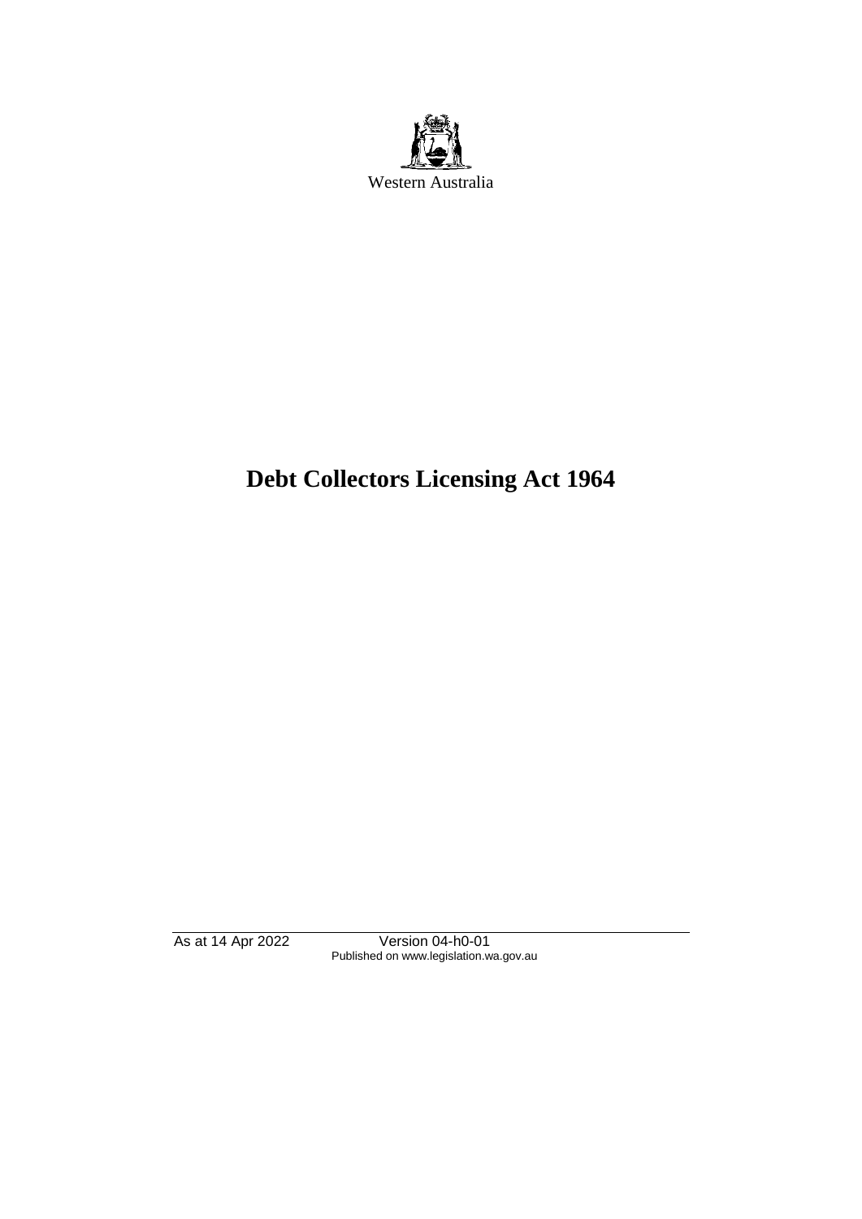Western Australia

# Debt Collectors Licensing Act 1964

As at 14 Apr 2022 Version 04-h0-01
Published on www.legislation.wa.gov.au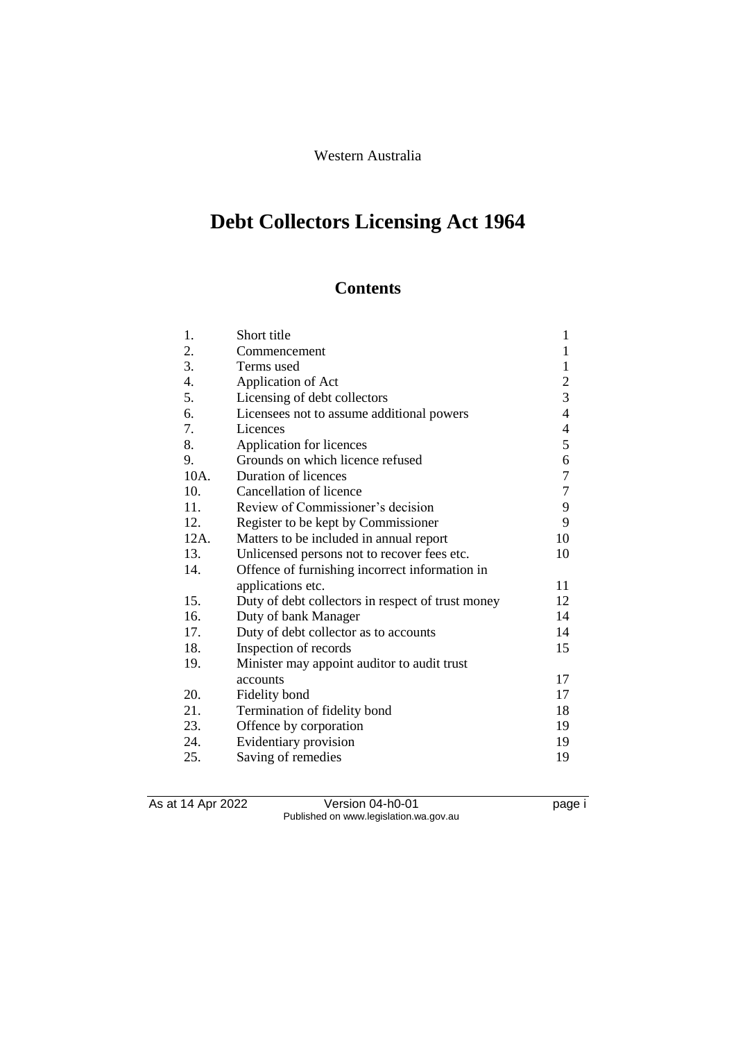Western Australia

# Debt Collectors Licensing Act 1964

## Contents

| | | |
|---|---|---|
| 1. | Short title | 1 |
| 2. | Commencement | 1 |
| 3. | Terms used | 1 |
| 4. | Application of Act | 2 |
| 5. | Licensing of debt collectors | 3 |
| 6. | Licensees not to assume additional powers | 4 |
| 7. | Licences | 4 |
| 8. | Application for licences | 5 |
| 9. | Grounds on which licence refused | 6 |
| 10A. | Duration of licences | 7 |
| 10. | Cancellation of licence | 7 |
| 11. | Review of Commissioner's decision | 9 |
| 12. | Register to be kept by Commissioner | 9 |
| 12A. | Matters to be included in annual report | 10 |
| 13. | Unlicensed persons not to recover fees etc. | 10 |
| 14. | Offence of furnishing incorrect information in applications etc. | 11 |
| 15. | Duty of debt collectors in respect of trust money | 12 |
| 16. | Duty of bank Manager | 14 |
| 17. | Duty of debt collector as to accounts | 14 |
| 18. | Inspection of records | 15 |
| 19. | Minister may appoint auditor to audit trust accounts | 17 |
| 20. | Fidelity bond | 17 |
| 21. | Termination of fidelity bond | 18 |
| 23. | Offence by corporation | 19 |
| 24. | Evidentiary provision | 19 |
| 25. | Saving of remedies | 19 |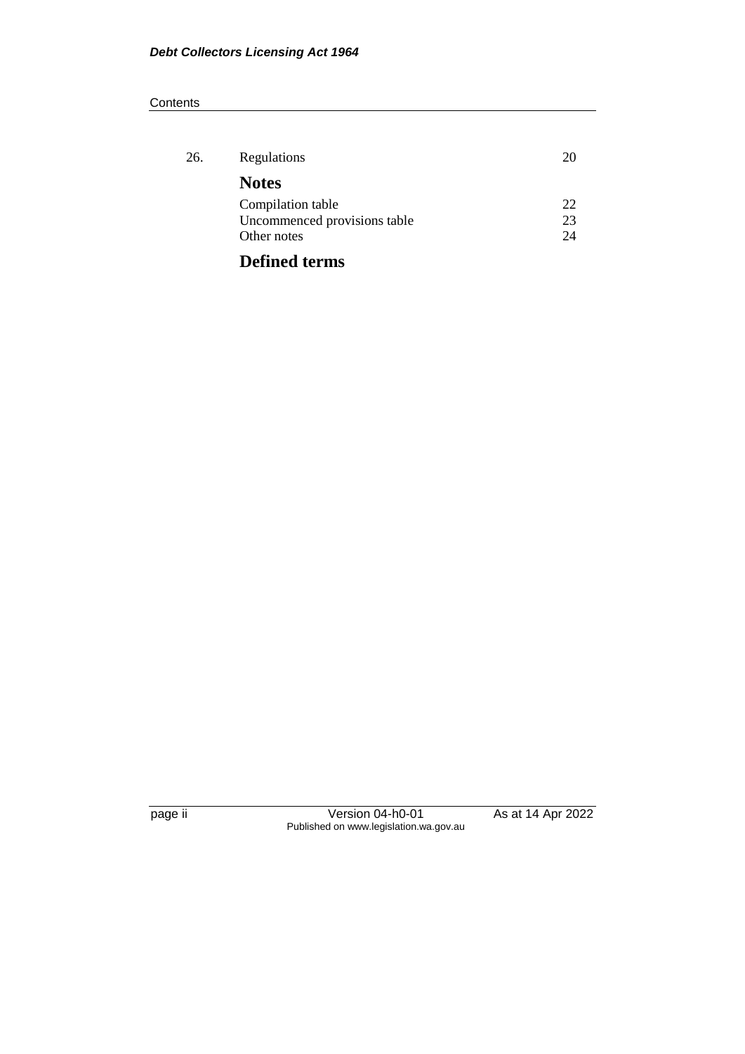| | | |
|---|---|---|
| 26. | Regulations | 20 |

## Notes

| | |
|---|---|
| Compilation table | 22 |
| Uncommenced provisions table | 23 |
| Other notes | 24 |

## Defined terms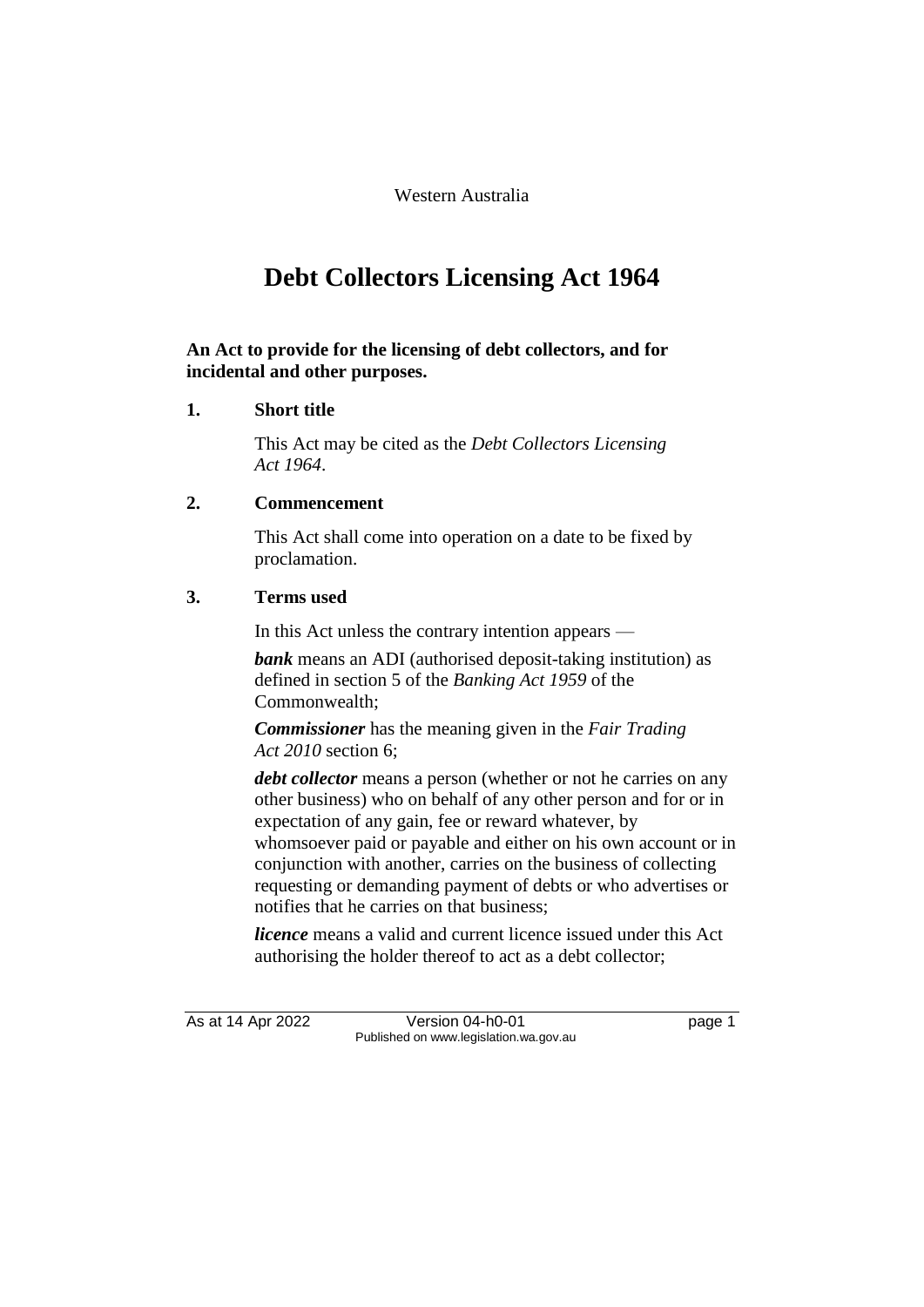Western Australia

# Debt Collectors Licensing Act 1964

**An Act to provide for the licensing of debt collectors, and for incidental and other purposes.**

## 1. Short title

This Act may be cited as the *Debt Collectors Licensing Act 1964*.

## 2. Commencement

This Act shall come into operation on a date to be fixed by proclamation.

## 3. Terms used

In this Act unless the contrary intention appears —

***bank*** means an ADI (authorised deposit-taking institution) as defined in section 5 of the *Banking Act 1959* of the Commonwealth;

***Commissioner*** has the meaning given in the *Fair Trading Act 2010* section 6;

***debt collector*** means a person (whether or not he carries on any other business) who on behalf of any other person and for or in expectation of any gain, fee or reward whatever, by whomsoever paid or payable and either on his own account or in conjunction with another, carries on the business of collecting requesting or demanding payment of debts or who advertises or notifies that he carries on that business;

***licence*** means a valid and current licence issued under this Act authorising the holder thereof to act as a debt collector;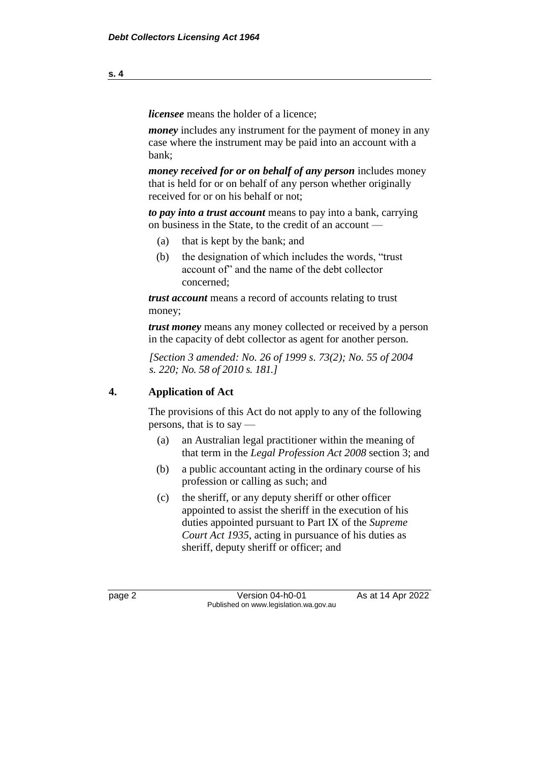***licensee*** means the holder of a licence;

***money*** includes any instrument for the payment of money in any case where the instrument may be paid into an account with a bank;

***money received for or on behalf of any person*** includes money that is held for or on behalf of any person whether originally received for or on his behalf or not;

***to pay into a trust account*** means to pay into a bank, carrying on business in the State, to the credit of an account —

(a) that is kept by the bank; and

(b) the designation of which includes the words, "trust account of" and the name of the debt collector concerned;

***trust account*** means a record of accounts relating to trust money;

***trust money*** means any money collected or received by a person in the capacity of debt collector as agent for another person.

*[Section 3 amended: No. 26 of 1999 s. 73(2); No. 55 of 2004 s. 220; No. 58 of 2010 s. 181.]*

## 4. Application of Act

The provisions of this Act do not apply to any of the following persons, that is to say —

(a) an Australian legal practitioner within the meaning of that term in the *Legal Profession Act 2008* section 3; and

(b) a public accountant acting in the ordinary course of his profession or calling as such; and

(c) the sheriff, or any deputy sheriff or other officer appointed to assist the sheriff in the execution of his duties appointed pursuant to Part IX of the *Supreme Court Act 1935*, acting in pursuance of his duties as sheriff, deputy sheriff or officer; and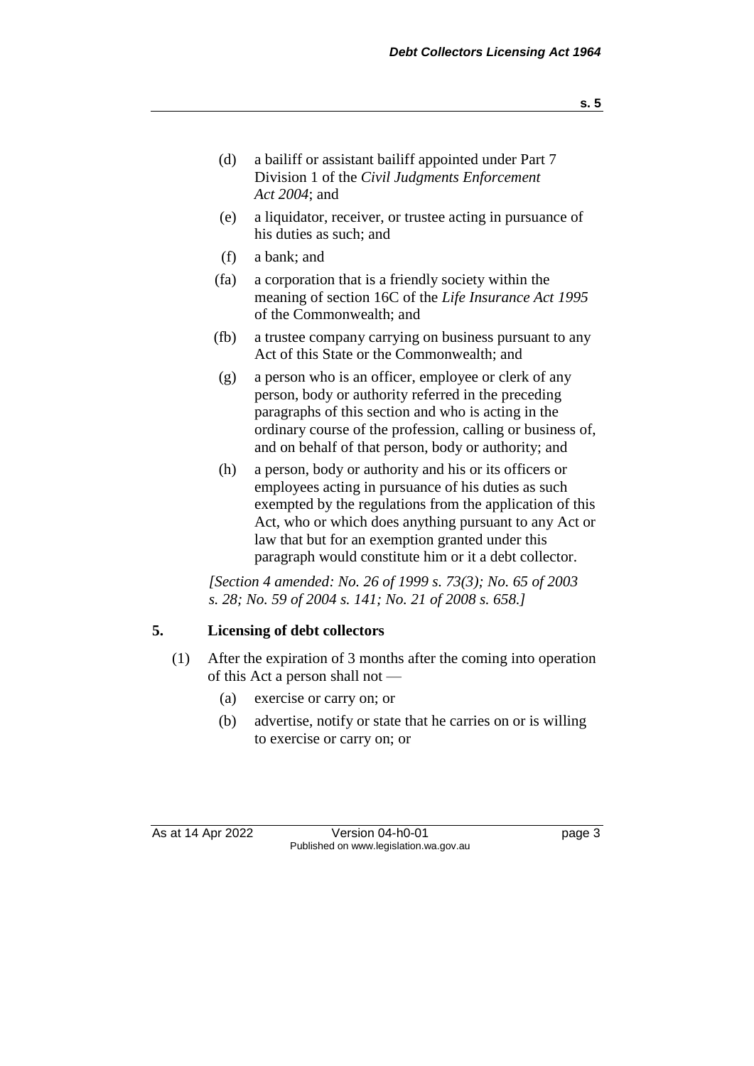(d) a bailiff or assistant bailiff appointed under Part 7 Division 1 of the *Civil Judgments Enforcement Act 2004*; and

(e) a liquidator, receiver, or trustee acting in pursuance of his duties as such; and

(f) a bank; and

(fa) a corporation that is a friendly society within the meaning of section 16C of the *Life Insurance Act 1995* of the Commonwealth; and

(fb) a trustee company carrying on business pursuant to any Act of this State or the Commonwealth; and

(g) a person who is an officer, employee or clerk of any person, body or authority referred in the preceding paragraphs of this section and who is acting in the ordinary course of the profession, calling or business of, and on behalf of that person, body or authority; and

(h) a person, body or authority and his or its officers or employees acting in pursuance of his duties as such exempted by the regulations from the application of this Act, who or which does anything pursuant to any Act or law that but for an exemption granted under this paragraph would constitute him or it a debt collector.

*[Section 4 amended: No. 26 of 1999 s. 73(3); No. 65 of 2003 s. 28; No. 59 of 2004 s. 141; No. 21 of 2008 s. 658.]*

## 5. Licensing of debt collectors

(1) After the expiration of 3 months after the coming into operation of this Act a person shall not —

(a) exercise or carry on; or

(b) advertise, notify or state that he carries on or is willing to exercise or carry on; or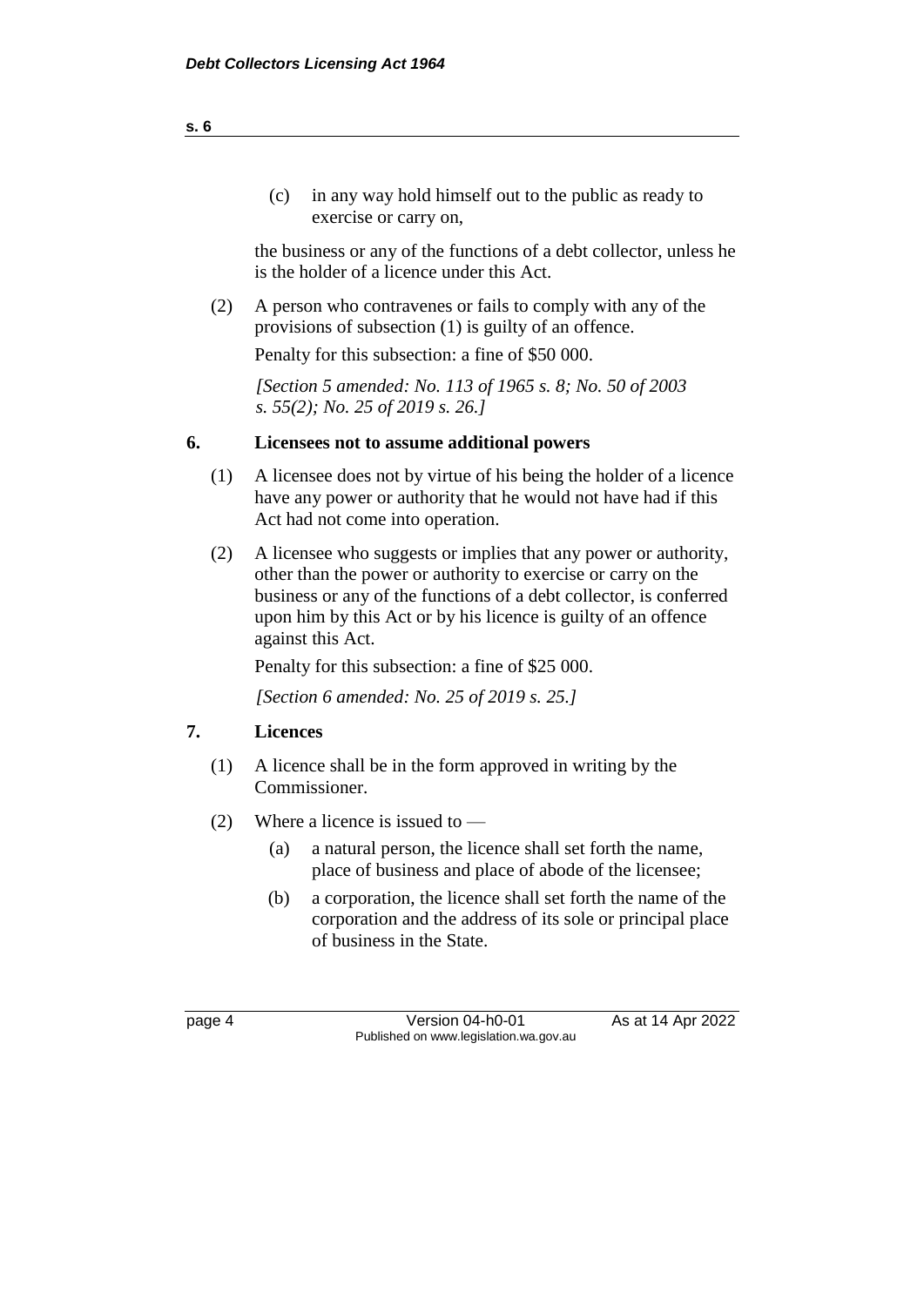(c) in any way hold himself out to the public as ready to exercise or carry on,

the business or any of the functions of a debt collector, unless he is the holder of a licence under this Act.

(2) A person who contravenes or fails to comply with any of the provisions of subsection (1) is guilty of an offence.

Penalty for this subsection: a fine of $50 000.

*[Section 5 amended: No. 113 of 1965 s. 8; No. 50 of 2003 s. 55(2); No. 25 of 2019 s. 26.]*

## 6. Licensees not to assume additional powers

(1) A licensee does not by virtue of his being the holder of a licence have any power or authority that he would not have had if this Act had not come into operation.

(2) A licensee who suggests or implies that any power or authority, other than the power or authority to exercise or carry on the business or any of the functions of a debt collector, is conferred upon him by this Act or by his licence is guilty of an offence against this Act.

Penalty for this subsection: a fine of $25 000.

*[Section 6 amended: No. 25 of 2019 s. 25.]*

## 7. Licences

(1) A licence shall be in the form approved in writing by the Commissioner.

(2) Where a licence is issued to —

(a) a natural person, the licence shall set forth the name, place of business and place of abode of the licensee;

(b) a corporation, the licence shall set forth the name of the corporation and the address of its sole or principal place of business in the State.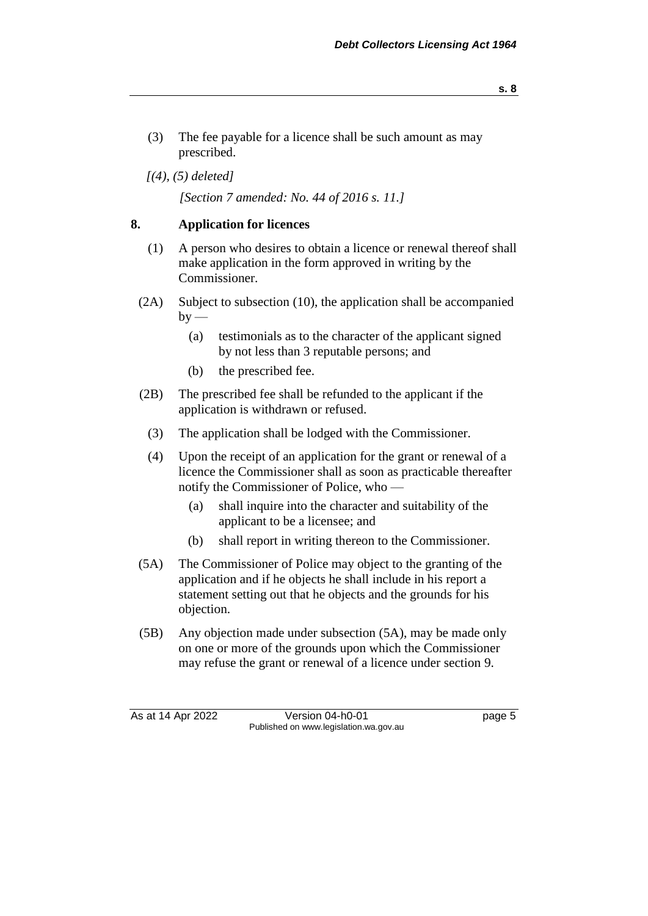(3) The fee payable for a licence shall be such amount as may prescribed.

*[(4), (5) deleted]*

*[Section 7 amended: No. 44 of 2016 s. 11.]*

## 8. Application for licences

(1) A person who desires to obtain a licence or renewal thereof shall make application in the form approved in writing by the Commissioner.

(2A) Subject to subsection (10), the application shall be accompanied by —

- (a) testimonials as to the character of the applicant signed by not less than 3 reputable persons; and
- (b) the prescribed fee.

(2B) The prescribed fee shall be refunded to the applicant if the application is withdrawn or refused.

(3) The application shall be lodged with the Commissioner.

(4) Upon the receipt of an application for the grant or renewal of a licence the Commissioner shall as soon as practicable thereafter notify the Commissioner of Police, who —

- (a) shall inquire into the character and suitability of the applicant to be a licensee; and
- (b) shall report in writing thereon to the Commissioner.

(5A) The Commissioner of Police may object to the granting of the application and if he objects he shall include in his report a statement setting out that he objects and the grounds for his objection.

(5B) Any objection made under subsection (5A), may be made only on one or more of the grounds upon which the Commissioner may refuse the grant or renewal of a licence under section 9.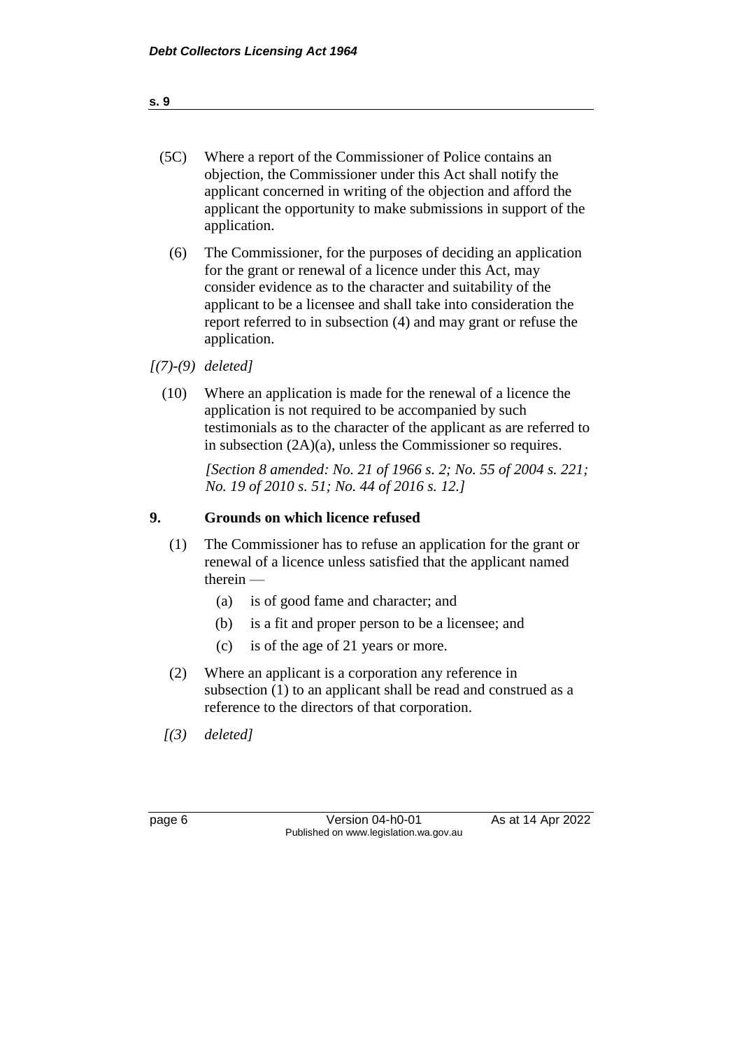(5C) Where a report of the Commissioner of Police contains an objection, the Commissioner under this Act shall notify the applicant concerned in writing of the objection and afford the applicant the opportunity to make submissions in support of the application.

(6) The Commissioner, for the purposes of deciding an application for the grant or renewal of a licence under this Act, may consider evidence as to the character and suitability of the applicant to be a licensee and shall take into consideration the report referred to in subsection (4) and may grant or refuse the application.

*[(7)-(9) deleted]*

(10) Where an application is made for the renewal of a licence the application is not required to be accompanied by such testimonials as to the character of the applicant as are referred to in subsection (2A)(a), unless the Commissioner so requires.

*[Section 8 amended: No. 21 of 1966 s. 2; No. 55 of 2004 s. 221; No. 19 of 2010 s. 51; No. 44 of 2016 s. 12.]*

## 9. Grounds on which licence refused

(1) The Commissioner has to refuse an application for the grant or renewal of a licence unless satisfied that the applicant named therein —

- (a) is of good fame and character; and
- (b) is a fit and proper person to be a licensee; and
- (c) is of the age of 21 years or more.

(2) Where an applicant is a corporation any reference in subsection (1) to an applicant shall be read and construed as a reference to the directors of that corporation.

*[(3) deleted]*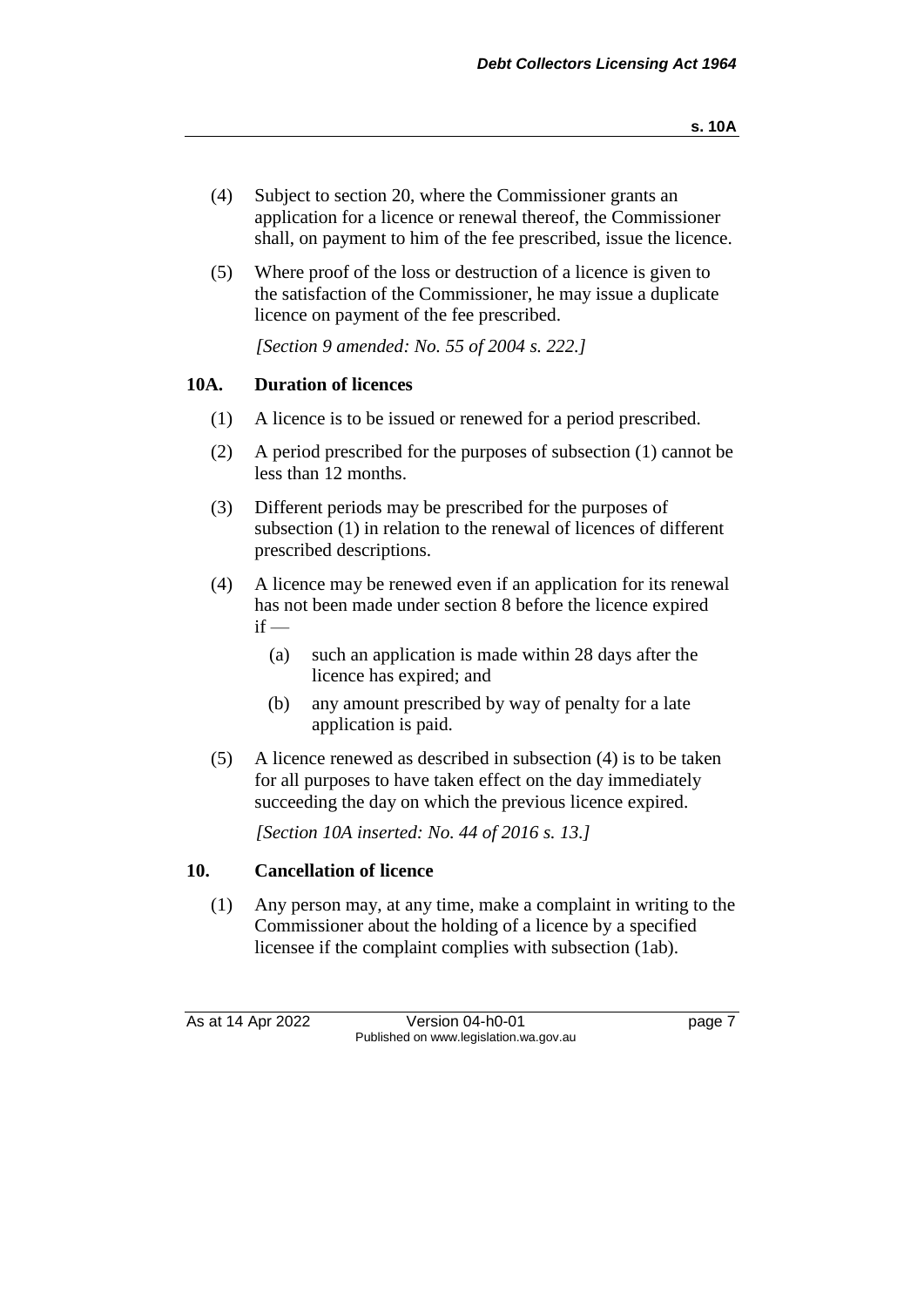(4) Subject to section 20, where the Commissioner grants an application for a licence or renewal thereof, the Commissioner shall, on payment to him of the fee prescribed, issue the licence.

(5) Where proof of the loss or destruction of a licence is given to the satisfaction of the Commissioner, he may issue a duplicate licence on payment of the fee prescribed.

*[Section 9 amended: No. 55 of 2004 s. 222.]*

## 10A. Duration of licences

(1) A licence is to be issued or renewed for a period prescribed.

(2) A period prescribed for the purposes of subsection (1) cannot be less than 12 months.

(3) Different periods may be prescribed for the purposes of subsection (1) in relation to the renewal of licences of different prescribed descriptions.

(4) A licence may be renewed even if an application for its renewal has not been made under section 8 before the licence expired if —

- (a) such an application is made within 28 days after the licence has expired; and
- (b) any amount prescribed by way of penalty for a late application is paid.

(5) A licence renewed as described in subsection (4) is to be taken for all purposes to have taken effect on the day immediately succeeding the day on which the previous licence expired.

*[Section 10A inserted: No. 44 of 2016 s. 13.]*

## 10. Cancellation of licence

(1) Any person may, at any time, make a complaint in writing to the Commissioner about the holding of a licence by a specified licensee if the complaint complies with subsection (1ab).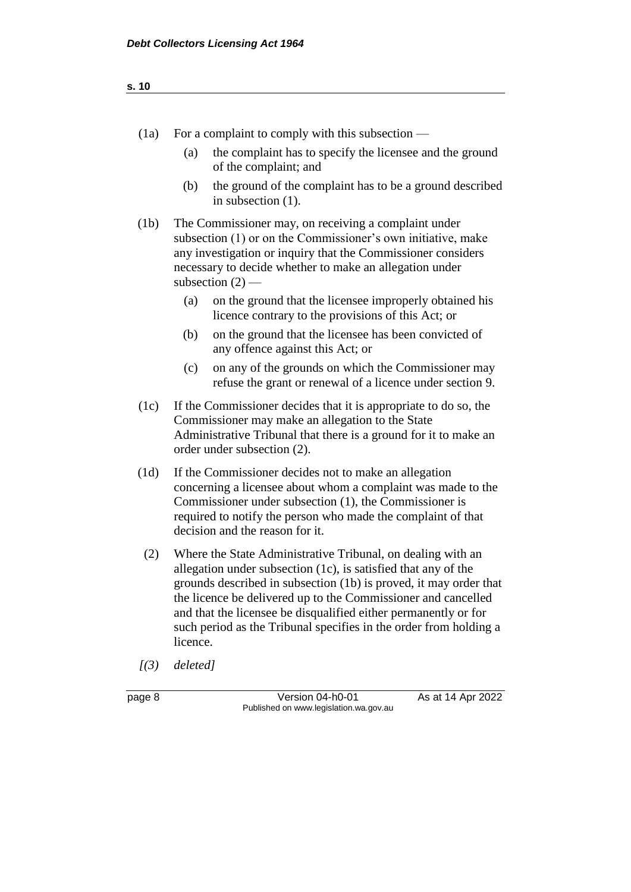(1a) For a complaint to comply with this subsection —

(a) the complaint has to specify the licensee and the ground of the complaint; and

(b) the ground of the complaint has to be a ground described in subsection (1).

(1b) The Commissioner may, on receiving a complaint under subsection (1) or on the Commissioner's own initiative, make any investigation or inquiry that the Commissioner considers necessary to decide whether to make an allegation under subsection (2) —

(a) on the ground that the licensee improperly obtained his licence contrary to the provisions of this Act; or

(b) on the ground that the licensee has been convicted of any offence against this Act; or

(c) on any of the grounds on which the Commissioner may refuse the grant or renewal of a licence under section 9.

(1c) If the Commissioner decides that it is appropriate to do so, the Commissioner may make an allegation to the State Administrative Tribunal that there is a ground for it to make an order under subsection (2).

(1d) If the Commissioner decides not to make an allegation concerning a licensee about whom a complaint was made to the Commissioner under subsection (1), the Commissioner is required to notify the person who made the complaint of that decision and the reason for it.

(2) Where the State Administrative Tribunal, on dealing with an allegation under subsection (1c), is satisfied that any of the grounds described in subsection (1b) is proved, it may order that the licence be delivered up to the Commissioner and cancelled and that the licensee be disqualified either permanently or for such period as the Tribunal specifies in the order from holding a licence.

*[(3) deleted]*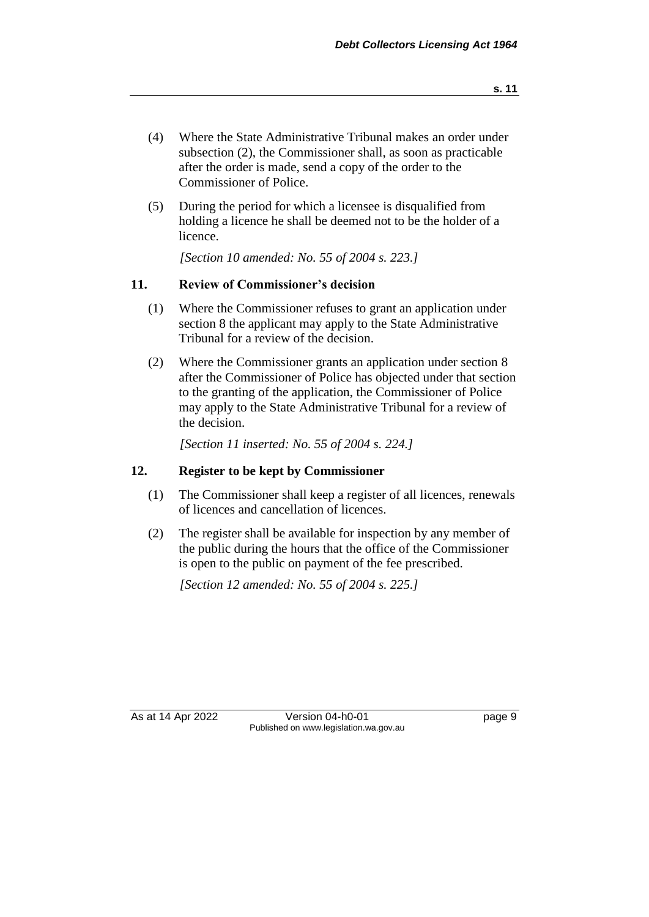(4) Where the State Administrative Tribunal makes an order under subsection (2), the Commissioner shall, as soon as practicable after the order is made, send a copy of the order to the Commissioner of Police.

(5) During the period for which a licensee is disqualified from holding a licence he shall be deemed not to be the holder of a licence.

*[Section 10 amended: No. 55 of 2004 s. 223.]*

## 11. Review of Commissioner's decision

(1) Where the Commissioner refuses to grant an application under section 8 the applicant may apply to the State Administrative Tribunal for a review of the decision.

(2) Where the Commissioner grants an application under section 8 after the Commissioner of Police has objected under that section to the granting of the application, the Commissioner of Police may apply to the State Administrative Tribunal for a review of the decision.

*[Section 11 inserted: No. 55 of 2004 s. 224.]*

## 12. Register to be kept by Commissioner

(1) The Commissioner shall keep a register of all licences, renewals of licences and cancellation of licences.

(2) The register shall be available for inspection by any member of the public during the hours that the office of the Commissioner is open to the public on payment of the fee prescribed.

*[Section 12 amended: No. 55 of 2004 s. 225.]*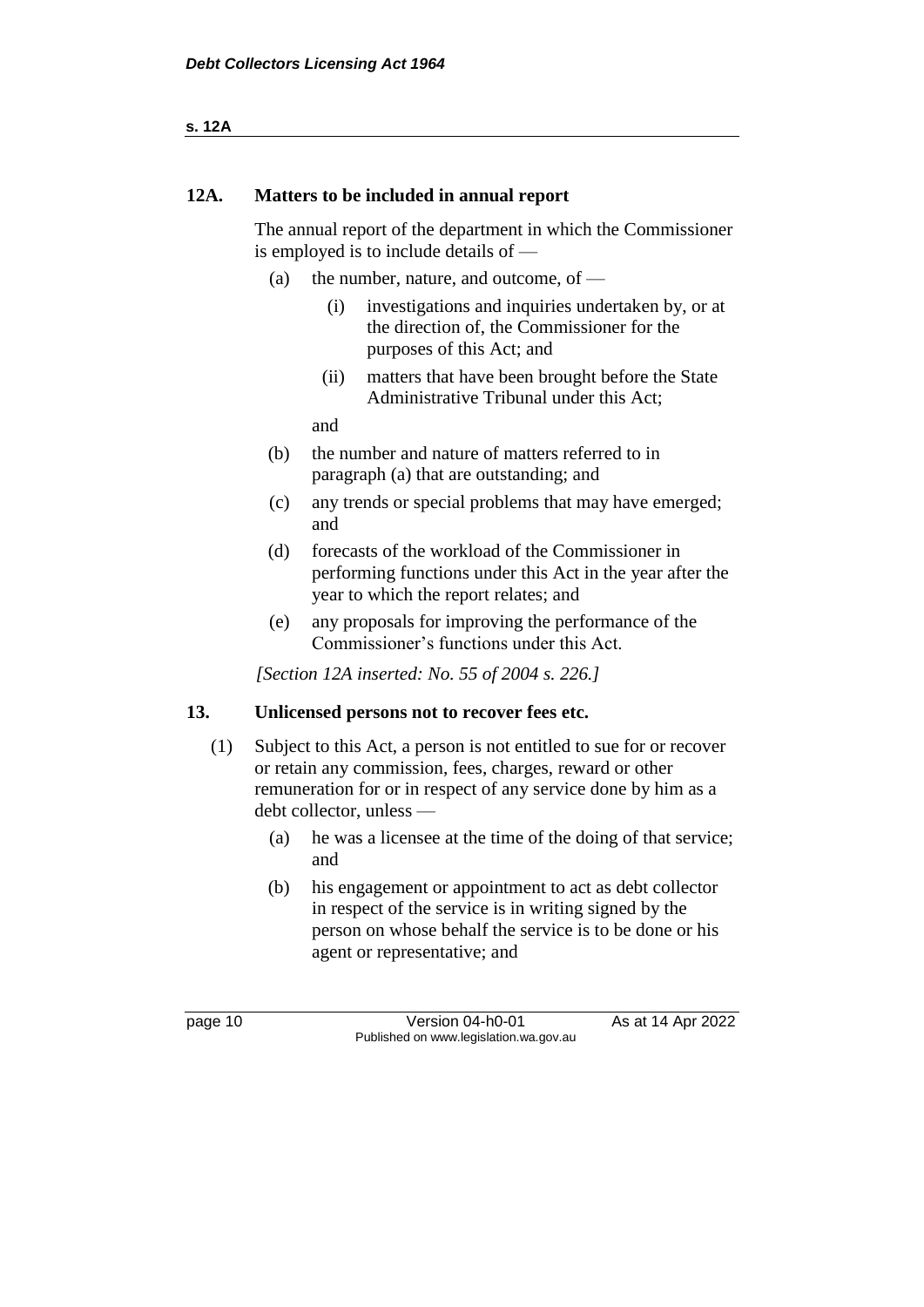## 12A. Matters to be included in annual report

The annual report of the department in which the Commissioner is employed is to include details of —

- (a) the number, nature, and outcome, of —
  - (i) investigations and inquiries undertaken by, or at the direction of, the Commissioner for the purposes of this Act; and
  - (ii) matters that have been brought before the State Administrative Tribunal under this Act;

  and
- (b) the number and nature of matters referred to in paragraph (a) that are outstanding; and
- (c) any trends or special problems that may have emerged; and
- (d) forecasts of the workload of the Commissioner in performing functions under this Act in the year after the year to which the report relates; and
- (e) any proposals for improving the performance of the Commissioner's functions under this Act.

*[Section 12A inserted: No. 55 of 2004 s. 226.]*

## 13. Unlicensed persons not to recover fees etc.

(1) Subject to this Act, a person is not entitled to sue for or recover or retain any commission, fees, charges, reward or other remuneration for or in respect of any service done by him as a debt collector, unless —

- (a) he was a licensee at the time of the doing of that service; and
- (b) his engagement or appointment to act as debt collector in respect of the service is in writing signed by the person on whose behalf the service is to be done or his agent or representative; and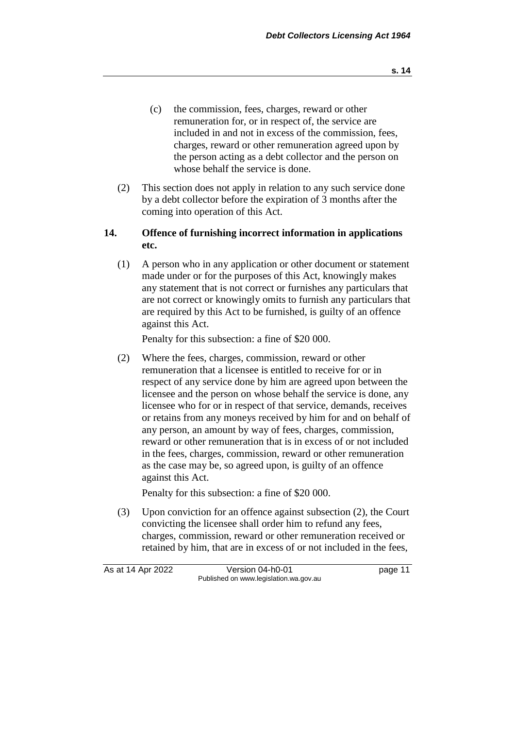(c) the commission, fees, charges, reward or other remuneration for, or in respect of, the service are included in and not in excess of the commission, fees, charges, reward or other remuneration agreed upon by the person acting as a debt collector and the person on whose behalf the service is done.

(2) This section does not apply in relation to any such service done by a debt collector before the expiration of 3 months after the coming into operation of this Act.

### 14. Offence of furnishing incorrect information in applications etc.

(1) A person who in any application or other document or statement made under or for the purposes of this Act, knowingly makes any statement that is not correct or furnishes any particulars that are not correct or knowingly omits to furnish any particulars that are required by this Act to be furnished, is guilty of an offence against this Act.

Penalty for this subsection: a fine of $20 000.

(2) Where the fees, charges, commission, reward or other remuneration that a licensee is entitled to receive for or in respect of any service done by him are agreed upon between the licensee and the person on whose behalf the service is done, any licensee who for or in respect of that service, demands, receives or retains from any moneys received by him for and on behalf of any person, an amount by way of fees, charges, commission, reward or other remuneration that is in excess of or not included in the fees, charges, commission, reward or other remuneration as the case may be, so agreed upon, is guilty of an offence against this Act.

Penalty for this subsection: a fine of $20 000.

(3) Upon conviction for an offence against subsection (2), the Court convicting the licensee shall order him to refund any fees, charges, commission, reward or other remuneration received or retained by him, that are in excess of or not included in the fees,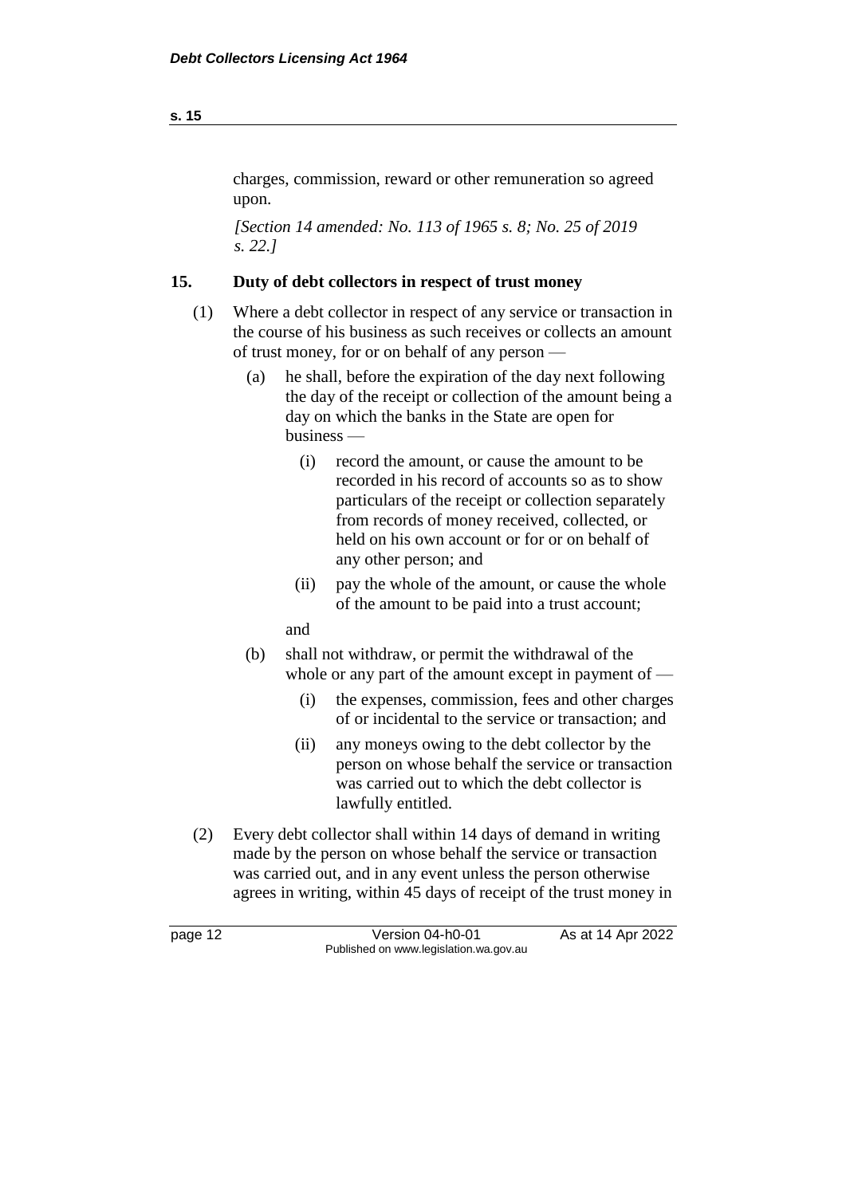charges, commission, reward or other remuneration so agreed upon.

*[Section 14 amended: No. 113 of 1965 s. 8; No. 25 of 2019 s. 22.]*

## 15. Duty of debt collectors in respect of trust money

(1) Where a debt collector in respect of any service or transaction in the course of his business as such receives or collects an amount of trust money, for or on behalf of any person —

(a) he shall, before the expiration of the day next following the day of the receipt or collection of the amount being a day on which the banks in the State are open for business —

(i) record the amount, or cause the amount to be recorded in his record of accounts so as to show particulars of the receipt or collection separately from records of money received, collected, or held on his own account or for or on behalf of any other person; and

(ii) pay the whole of the amount, or cause the whole of the amount to be paid into a trust account;

and

(b) shall not withdraw, or permit the withdrawal of the whole or any part of the amount except in payment of —

(i) the expenses, commission, fees and other charges of or incidental to the service or transaction; and

(ii) any moneys owing to the debt collector by the person on whose behalf the service or transaction was carried out to which the debt collector is lawfully entitled.

(2) Every debt collector shall within 14 days of demand in writing made by the person on whose behalf the service or transaction was carried out, and in any event unless the person otherwise agrees in writing, within 45 days of receipt of the trust money in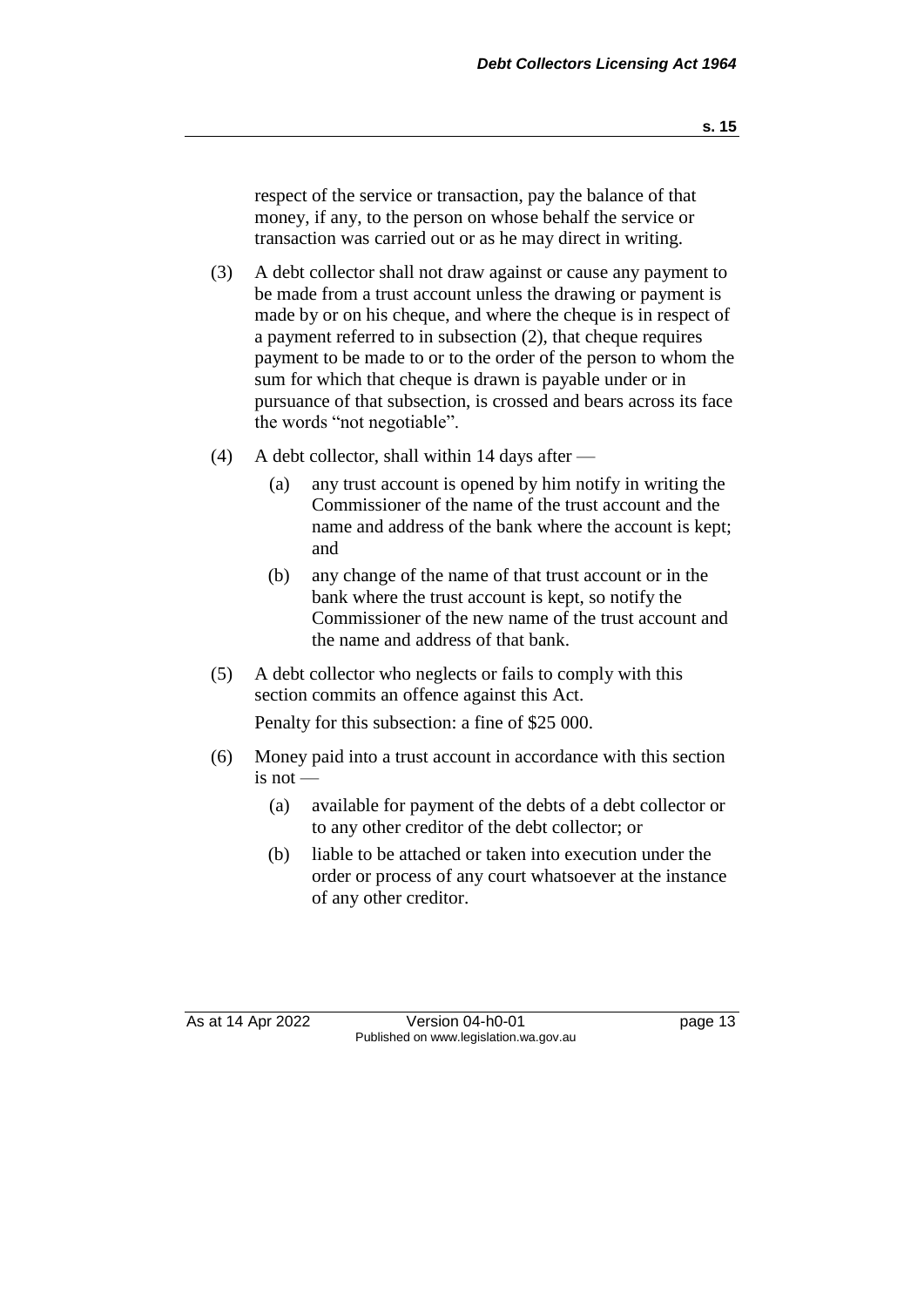respect of the service or transaction, pay the balance of that money, if any, to the person on whose behalf the service or transaction was carried out or as he may direct in writing.

(3) A debt collector shall not draw against or cause any payment to be made from a trust account unless the drawing or payment is made by or on his cheque, and where the cheque is in respect of a payment referred to in subsection (2), that cheque requires payment to be made to or to the order of the person to whom the sum for which that cheque is drawn is payable under or in pursuance of that subsection, is crossed and bears across its face the words "not negotiable".

(4) A debt collector, shall within 14 days after —

  (a) any trust account is opened by him notify in writing the Commissioner of the name of the trust account and the name and address of the bank where the account is kept; and

  (b) any change of the name of that trust account or in the bank where the trust account is kept, so notify the Commissioner of the new name of the trust account and the name and address of that bank.

(5) A debt collector who neglects or fails to comply with this section commits an offence against this Act.

Penalty for this subsection: a fine of $25 000.

(6) Money paid into a trust account in accordance with this section is not —

  (a) available for payment of the debts of a debt collector or to any other creditor of the debt collector; or

  (b) liable to be attached or taken into execution under the order or process of any court whatsoever at the instance of any other creditor.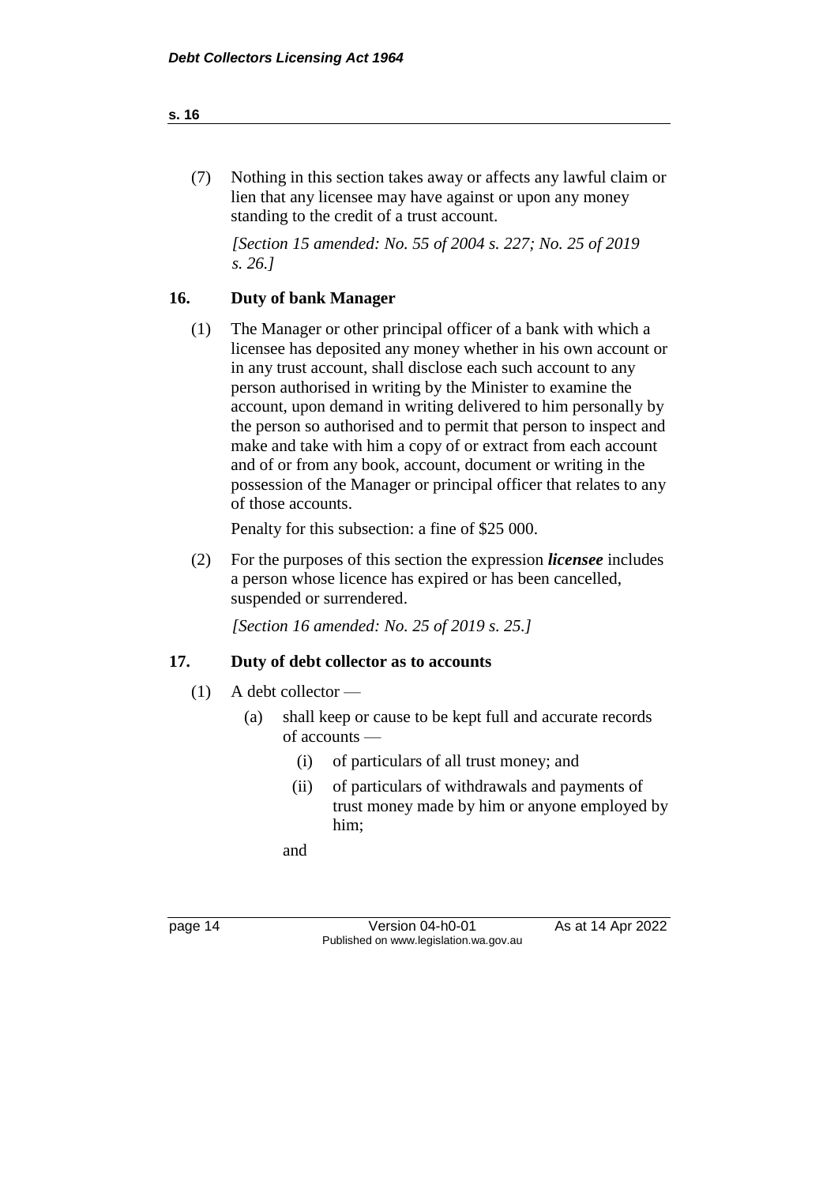(7) Nothing in this section takes away or affects any lawful claim or lien that any licensee may have against or upon any money standing to the credit of a trust account.

*[Section 15 amended: No. 55 of 2004 s. 227; No. 25 of 2019 s. 26.]*

## 16. Duty of bank Manager

(1) The Manager or other principal officer of a bank with which a licensee has deposited any money whether in his own account or in any trust account, shall disclose each such account to any person authorised in writing by the Minister to examine the account, upon demand in writing delivered to him personally by the person so authorised and to permit that person to inspect and make and take with him a copy of or extract from each account and of or from any book, account, document or writing in the possession of the Manager or principal officer that relates to any of those accounts.

Penalty for this subsection: a fine of $25 000.

(2) For the purposes of this section the expression ***licensee*** includes a person whose licence has expired or has been cancelled, suspended or surrendered.

*[Section 16 amended: No. 25 of 2019 s. 25.]*

## 17. Duty of debt collector as to accounts

(1) A debt collector —

  (a) shall keep or cause to be kept full and accurate records of accounts —

    (i) of particulars of all trust money; and

    (ii) of particulars of withdrawals and payments of trust money made by him or anyone employed by him;

  and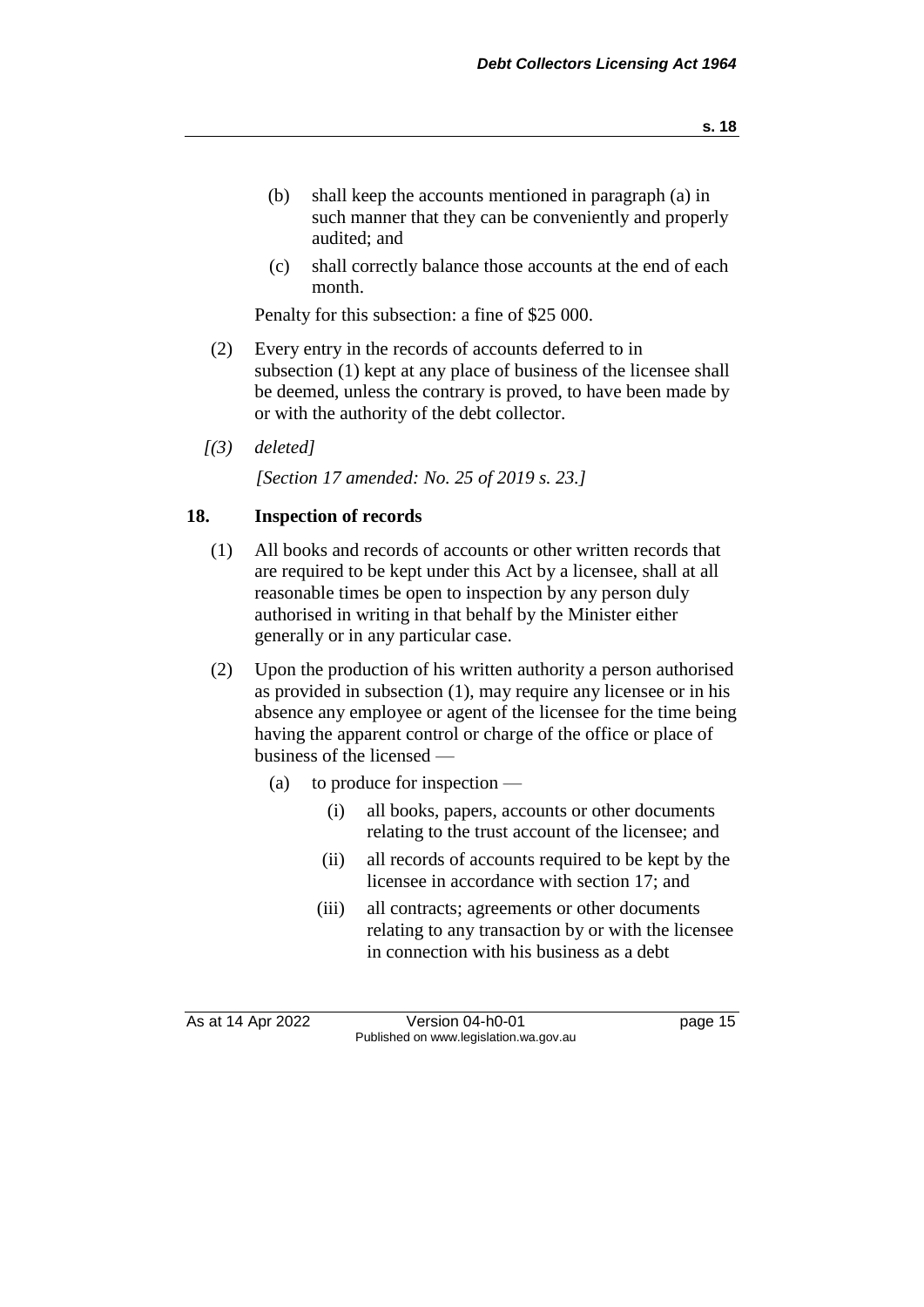(b) shall keep the accounts mentioned in paragraph (a) in such manner that they can be conveniently and properly audited; and

(c) shall correctly balance those accounts at the end of each month.

Penalty for this subsection: a fine of $25 000.

(2) Every entry in the records of accounts deferred to in subsection (1) kept at any place of business of the licensee shall be deemed, unless the contrary is proved, to have been made by or with the authority of the debt collector.

*[(3) deleted]*

*[Section 17 amended: No. 25 of 2019 s. 23.]*

## 18. Inspection of records

(1) All books and records of accounts or other written records that are required to be kept under this Act by a licensee, shall at all reasonable times be open to inspection by any person duly authorised in writing in that behalf by the Minister either generally or in any particular case.

(2) Upon the production of his written authority a person authorised as provided in subsection (1), may require any licensee or in his absence any employee or agent of the licensee for the time being having the apparent control or charge of the office or place of business of the licensed —

(a) to produce for inspection —

(i) all books, papers, accounts or other documents relating to the trust account of the licensee; and

(ii) all records of accounts required to be kept by the licensee in accordance with section 17; and

(iii) all contracts; agreements or other documents relating to any transaction by or with the licensee in connection with his business as a debt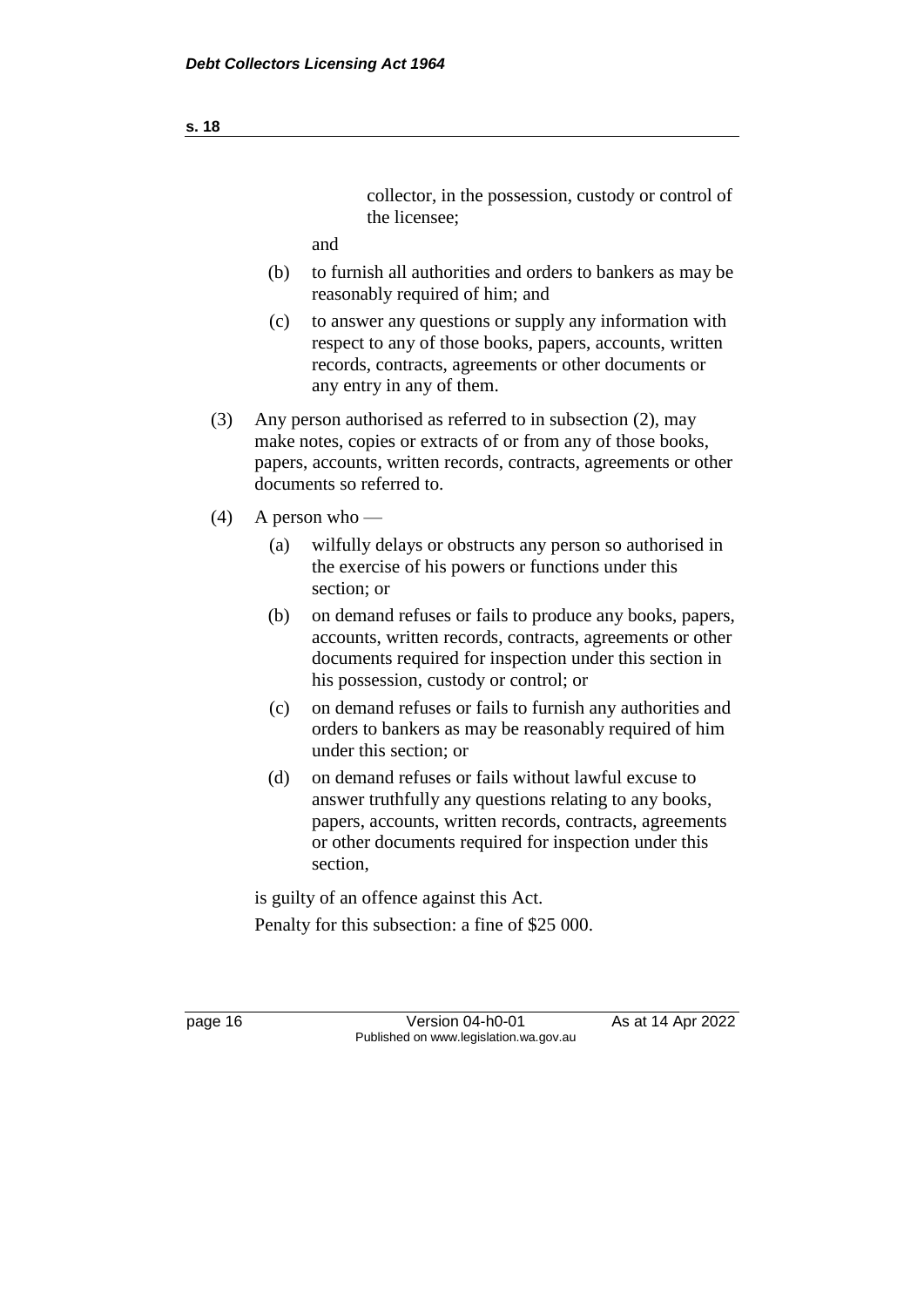collector, in the possession, custody or control of the licensee;

and

- (b) to furnish all authorities and orders to bankers as may be reasonably required of him; and
- (c) to answer any questions or supply any information with respect to any of those books, papers, accounts, written records, contracts, agreements or other documents or any entry in any of them.

(3) Any person authorised as referred to in subsection (2), may make notes, copies or extracts of or from any of those books, papers, accounts, written records, contracts, agreements or other documents so referred to.

(4) A person who —

- (a) wilfully delays or obstructs any person so authorised in the exercise of his powers or functions under this section; or
- (b) on demand refuses or fails to produce any books, papers, accounts, written records, contracts, agreements or other documents required for inspection under this section in his possession, custody or control; or
- (c) on demand refuses or fails to furnish any authorities and orders to bankers as may be reasonably required of him under this section; or
- (d) on demand refuses or fails without lawful excuse to answer truthfully any questions relating to any books, papers, accounts, written records, contracts, agreements or other documents required for inspection under this section,

is guilty of an offence against this Act.

Penalty for this subsection: a fine of $25 000.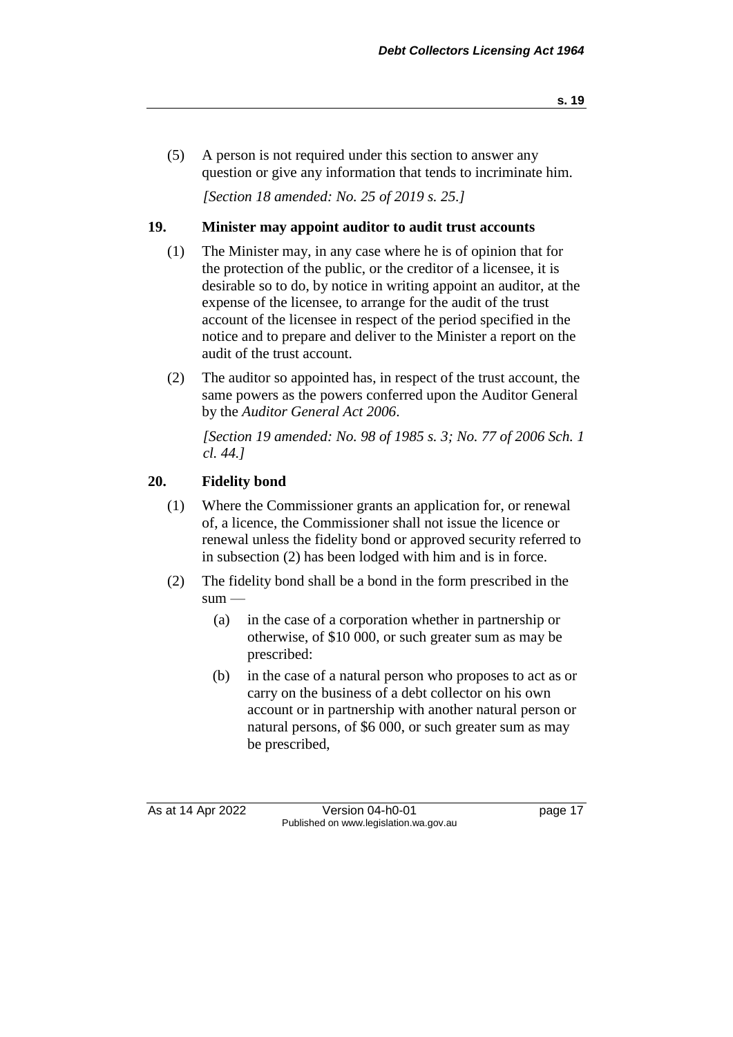(5) A person is not required under this section to answer any question or give any information that tends to incriminate him.

*[Section 18 amended: No. 25 of 2019 s. 25.]*

## 19. Minister may appoint auditor to audit trust accounts

(1) The Minister may, in any case where he is of opinion that for the protection of the public, or the creditor of a licensee, it is desirable so to do, by notice in writing appoint an auditor, at the expense of the licensee, to arrange for the audit of the trust account of the licensee in respect of the period specified in the notice and to prepare and deliver to the Minister a report on the audit of the trust account.

(2) The auditor so appointed has, in respect of the trust account, the same powers as the powers conferred upon the Auditor General by the *Auditor General Act 2006*.

*[Section 19 amended: No. 98 of 1985 s. 3; No. 77 of 2006 Sch. 1 cl. 44.]*

## 20. Fidelity bond

(1) Where the Commissioner grants an application for, or renewal of, a licence, the Commissioner shall not issue the licence or renewal unless the fidelity bond or approved security referred to in subsection (2) has been lodged with him and is in force.

(2) The fidelity bond shall be a bond in the form prescribed in the sum —

(a) in the case of a corporation whether in partnership or otherwise, of \$10 000, or such greater sum as may be prescribed:

(b) in the case of a natural person who proposes to act as or carry on the business of a debt collector on his own account or in partnership with another natural person or natural persons, of \$6 000, or such greater sum as may be prescribed,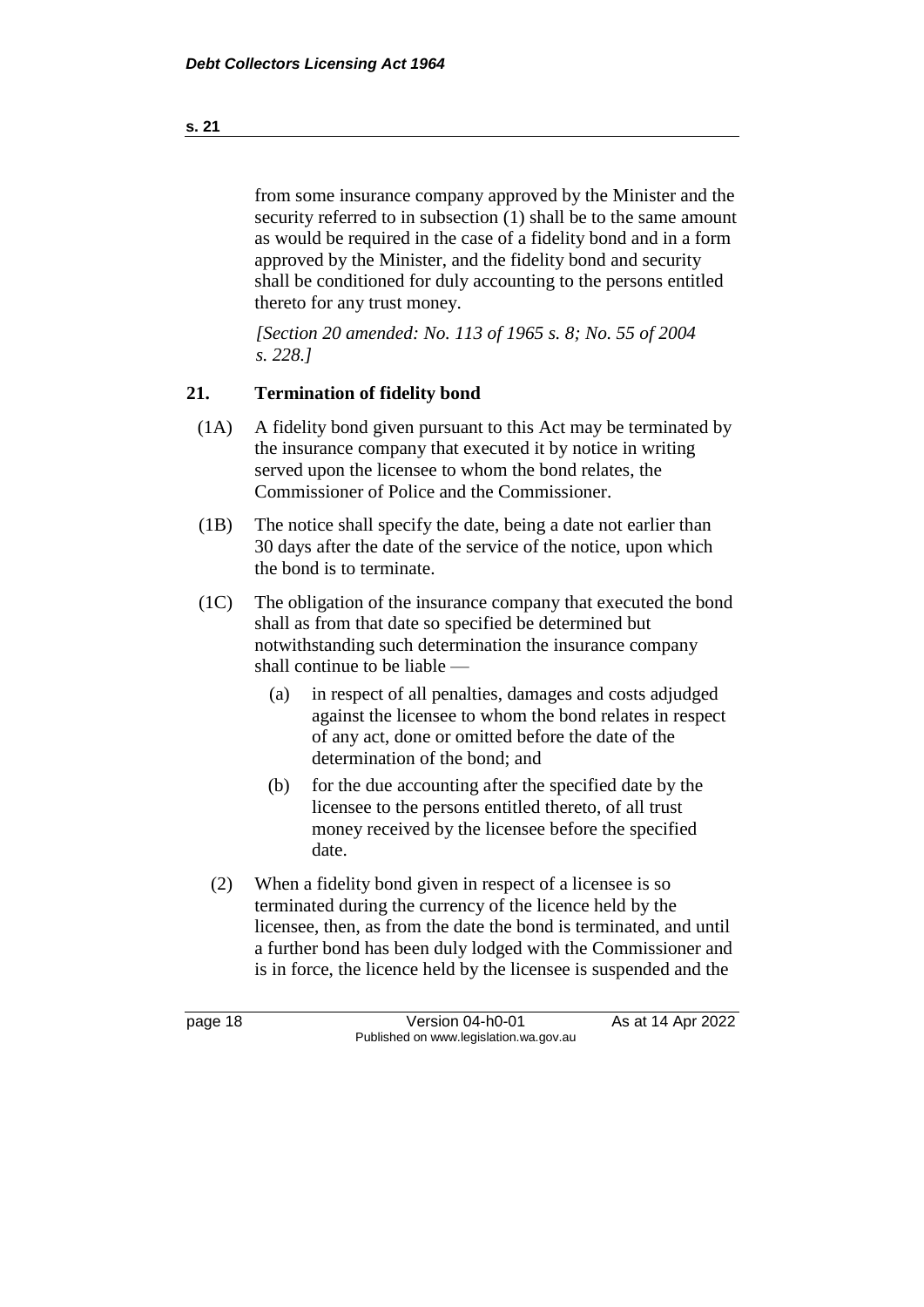from some insurance company approved by the Minister and the security referred to in subsection (1) shall be to the same amount as would be required in the case of a fidelity bond and in a form approved by the Minister, and the fidelity bond and security shall be conditioned for duly accounting to the persons entitled thereto for any trust money.

*[Section 20 amended: No. 113 of 1965 s. 8; No. 55 of 2004 s. 228.]*

## 21. Termination of fidelity bond

(1A) A fidelity bond given pursuant to this Act may be terminated by the insurance company that executed it by notice in writing served upon the licensee to whom the bond relates, the Commissioner of Police and the Commissioner.

(1B) The notice shall specify the date, being a date not earlier than 30 days after the date of the service of the notice, upon which the bond is to terminate.

(1C) The obligation of the insurance company that executed the bond shall as from that date so specified be determined but notwithstanding such determination the insurance company shall continue to be liable —

- (a) in respect of all penalties, damages and costs adjudged against the licensee to whom the bond relates in respect of any act, done or omitted before the date of the determination of the bond; and
- (b) for the due accounting after the specified date by the licensee to the persons entitled thereto, of all trust money received by the licensee before the specified date.

(2) When a fidelity bond given in respect of a licensee is so terminated during the currency of the licence held by the licensee, then, as from the date the bond is terminated, and until a further bond has been duly lodged with the Commissioner and is in force, the licence held by the licensee is suspended and the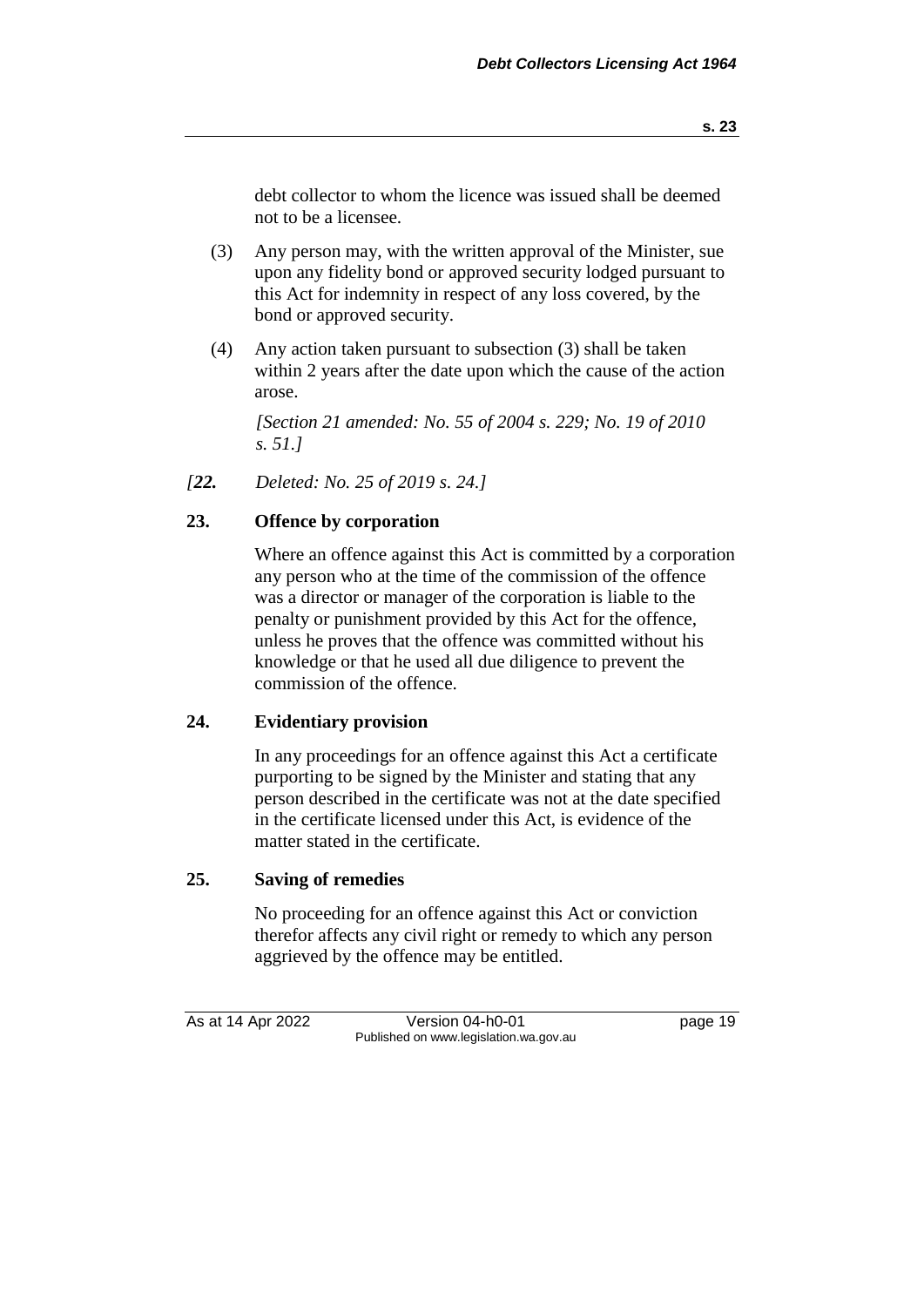debt collector to whom the licence was issued shall be deemed not to be a licensee.

(3) Any person may, with the written approval of the Minister, sue upon any fidelity bond or approved security lodged pursuant to this Act for indemnity in respect of any loss covered, by the bond or approved security.

(4) Any action taken pursuant to subsection (3) shall be taken within 2 years after the date upon which the cause of the action arose.

*[Section 21 amended: No. 55 of 2004 s. 229; No. 19 of 2010 s. 51.]*

*[**22.** Deleted: No. 25 of 2019 s. 24.]*

## 23. Offence by corporation

Where an offence against this Act is committed by a corporation any person who at the time of the commission of the offence was a director or manager of the corporation is liable to the penalty or punishment provided by this Act for the offence, unless he proves that the offence was committed without his knowledge or that he used all due diligence to prevent the commission of the offence.

## 24. Evidentiary provision

In any proceedings for an offence against this Act a certificate purporting to be signed by the Minister and stating that any person described in the certificate was not at the date specified in the certificate licensed under this Act, is evidence of the matter stated in the certificate.

## 25. Saving of remedies

No proceeding for an offence against this Act or conviction therefor affects any civil right or remedy to which any person aggrieved by the offence may be entitled.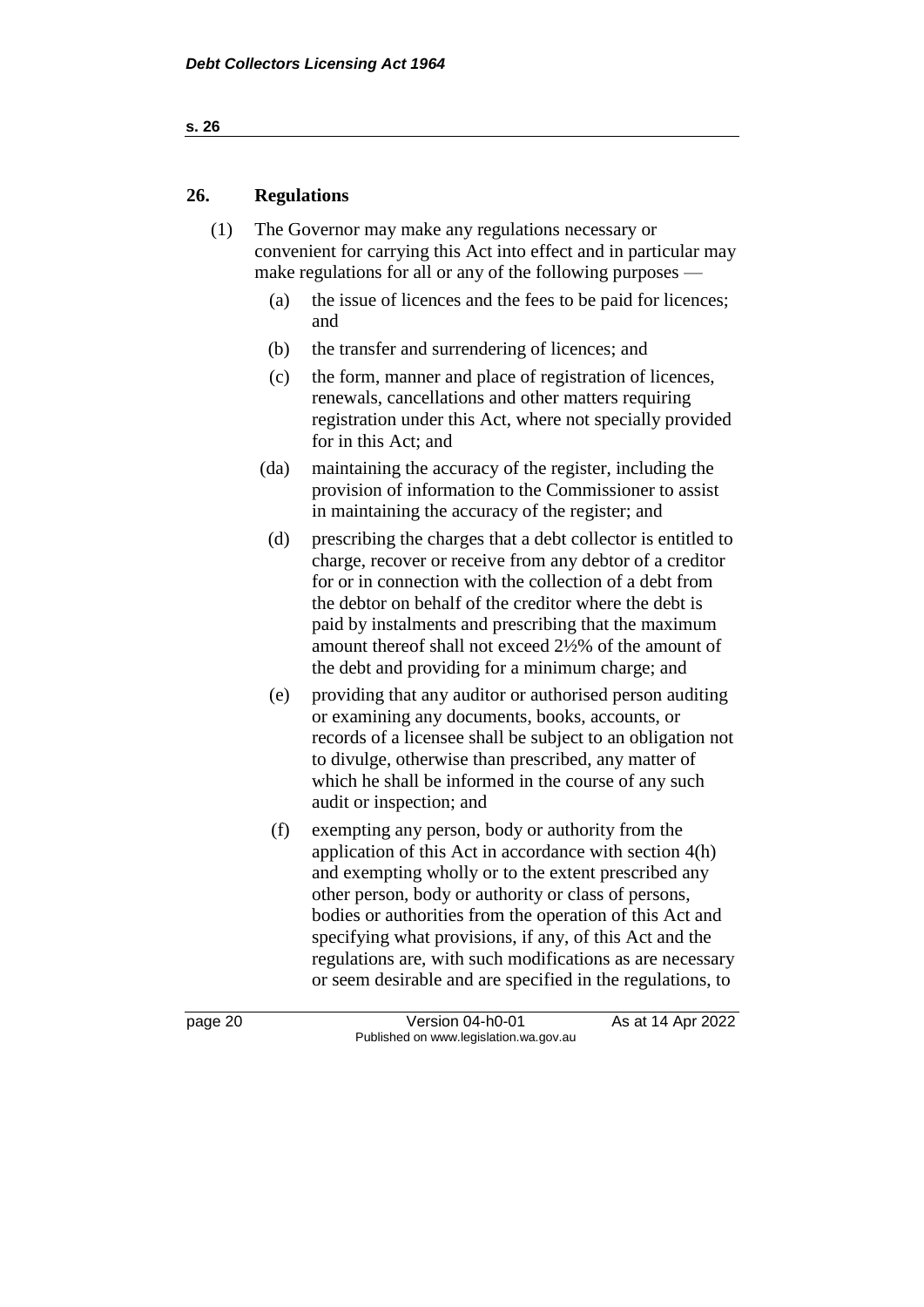## 26. Regulations

(1) The Governor may make any regulations necessary or convenient for carrying this Act into effect and in particular may make regulations for all or any of the following purposes —

(a) the issue of licences and the fees to be paid for licences; and

(b) the transfer and surrendering of licences; and

(c) the form, manner and place of registration of licences, renewals, cancellations and other matters requiring registration under this Act, where not specially provided for in this Act; and

(da) maintaining the accuracy of the register, including the provision of information to the Commissioner to assist in maintaining the accuracy of the register; and

(d) prescribing the charges that a debt collector is entitled to charge, recover or receive from any debtor of a creditor for or in connection with the collection of a debt from the debtor on behalf of the creditor where the debt is paid by instalments and prescribing that the maximum amount thereof shall not exceed 2½% of the amount of the debt and providing for a minimum charge; and

(e) providing that any auditor or authorised person auditing or examining any documents, books, accounts, or records of a licensee shall be subject to an obligation not to divulge, otherwise than prescribed, any matter of which he shall be informed in the course of any such audit or inspection; and

(f) exempting any person, body or authority from the application of this Act in accordance with section 4(h) and exempting wholly or to the extent prescribed any other person, body or authority or class of persons, bodies or authorities from the operation of this Act and specifying what provisions, if any, of this Act and the regulations are, with such modifications as are necessary or seem desirable and are specified in the regulations, to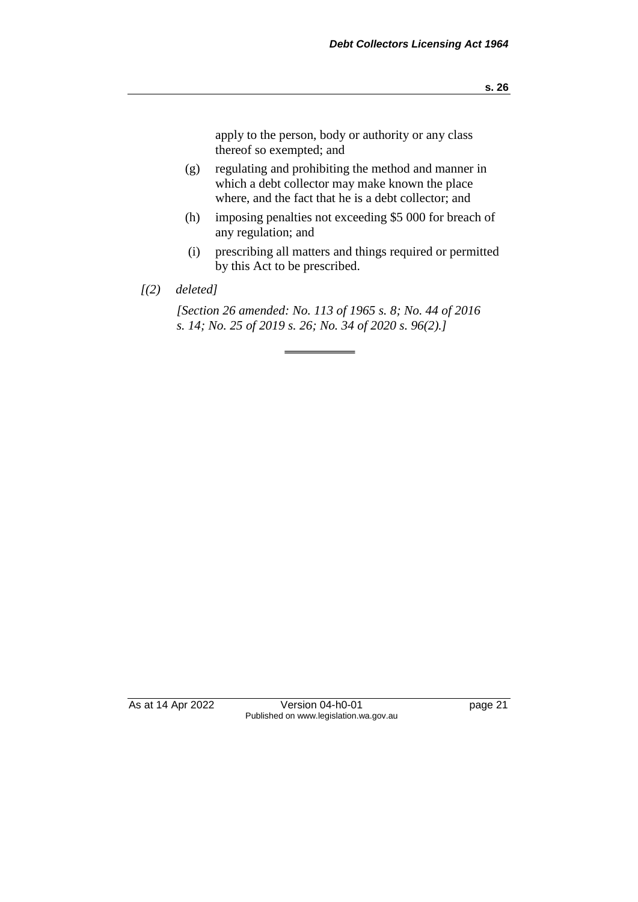apply to the person, body or authority or any class thereof so exempted; and

(g) regulating and prohibiting the method and manner in which a debt collector may make known the place where, and the fact that he is a debt collector; and

(h) imposing penalties not exceeding $5 000 for breach of any regulation; and

(i) prescribing all matters and things required or permitted by this Act to be prescribed.

*[(2) deleted]*

*[Section 26 amended: No. 113 of 1965 s. 8; No. 44 of 2016 s. 14; No. 25 of 2019 s. 26; No. 34 of 2020 s. 96(2).]*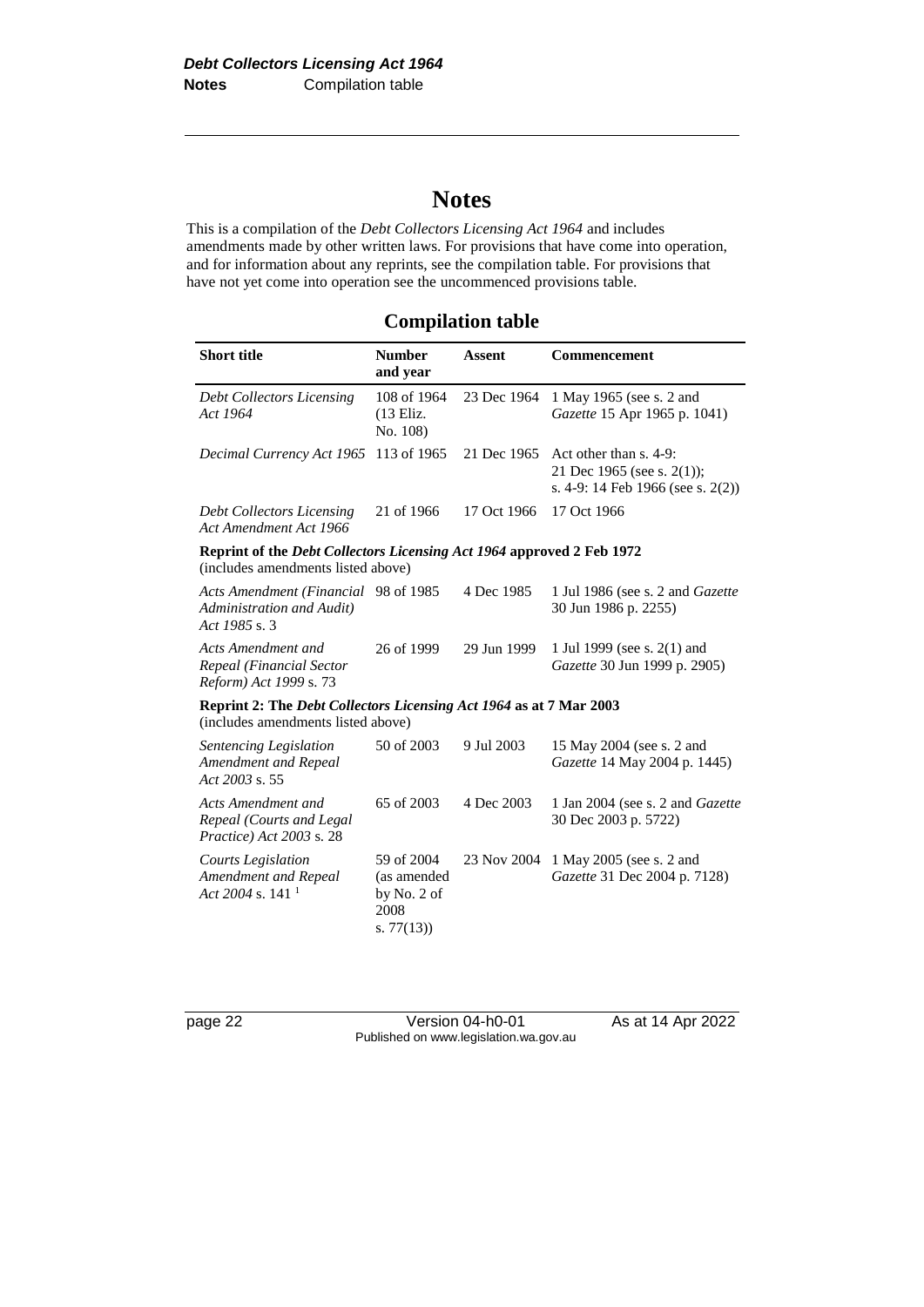# Notes

This is a compilation of the *Debt Collectors Licensing Act 1964* and includes amendments made by other written laws. For provisions that have come into operation, and for information about any reprints, see the compilation table. For provisions that have not yet come into operation see the uncommenced provisions table.

## Compilation table

| Short title | Number and year | Assent | Commencement |
|---|---|---|---|
| *Debt Collectors Licensing Act 1964* | 108 of 1964 (13 Eliz. No. 108) | 23 Dec 1964 | 1 May 1965 (see s. 2 and *Gazette* 15 Apr 1965 p. 1041) |
| *Decimal Currency Act 1965* | 113 of 1965 | 21 Dec 1965 | Act other than s. 4-9: 21 Dec 1965 (see s. 2(1)); s. 4-9: 14 Feb 1966 (see s. 2(2)) |
| *Debt Collectors Licensing Act Amendment Act 1966* | 21 of 1966 | 17 Oct 1966 | 17 Oct 1966 |
| **Reprint of the *Debt Collectors Licensing Act 1964* approved 2 Feb 1972** (includes amendments listed above) | | | |
| *Acts Amendment (Financial Administration and Audit) Act 1985* s. 3 | 98 of 1985 | 4 Dec 1985 | 1 Jul 1986 (see s. 2 and *Gazette* 30 Jun 1986 p. 2255) |
| *Acts Amendment and Repeal (Financial Sector Reform) Act 1999* s. 73 | 26 of 1999 | 29 Jun 1999 | 1 Jul 1999 (see s. 2(1) and *Gazette* 30 Jun 1999 p. 2905) |
| **Reprint 2: The *Debt Collectors Licensing Act 1964* as at 7 Mar 2003** (includes amendments listed above) | | | |
| *Sentencing Legislation Amendment and Repeal Act 2003* s. 55 | 50 of 2003 | 9 Jul 2003 | 15 May 2004 (see s. 2 and *Gazette* 14 May 2004 p. 1445) |
| *Acts Amendment and Repeal (Courts and Legal Practice) Act 2003* s. 28 | 65 of 2003 | 4 Dec 2003 | 1 Jan 2004 (see s. 2 and *Gazette* 30 Dec 2003 p. 5722) |
| *Courts Legislation Amendment and Repeal Act 2004* s. 141 [1] | 59 of 2004 (as amended by No. 2 of 2008 s. 77(13)) | 23 Nov 2004 | 1 May 2005 (see s. 2 and *Gazette* 31 Dec 2004 p. 7128) |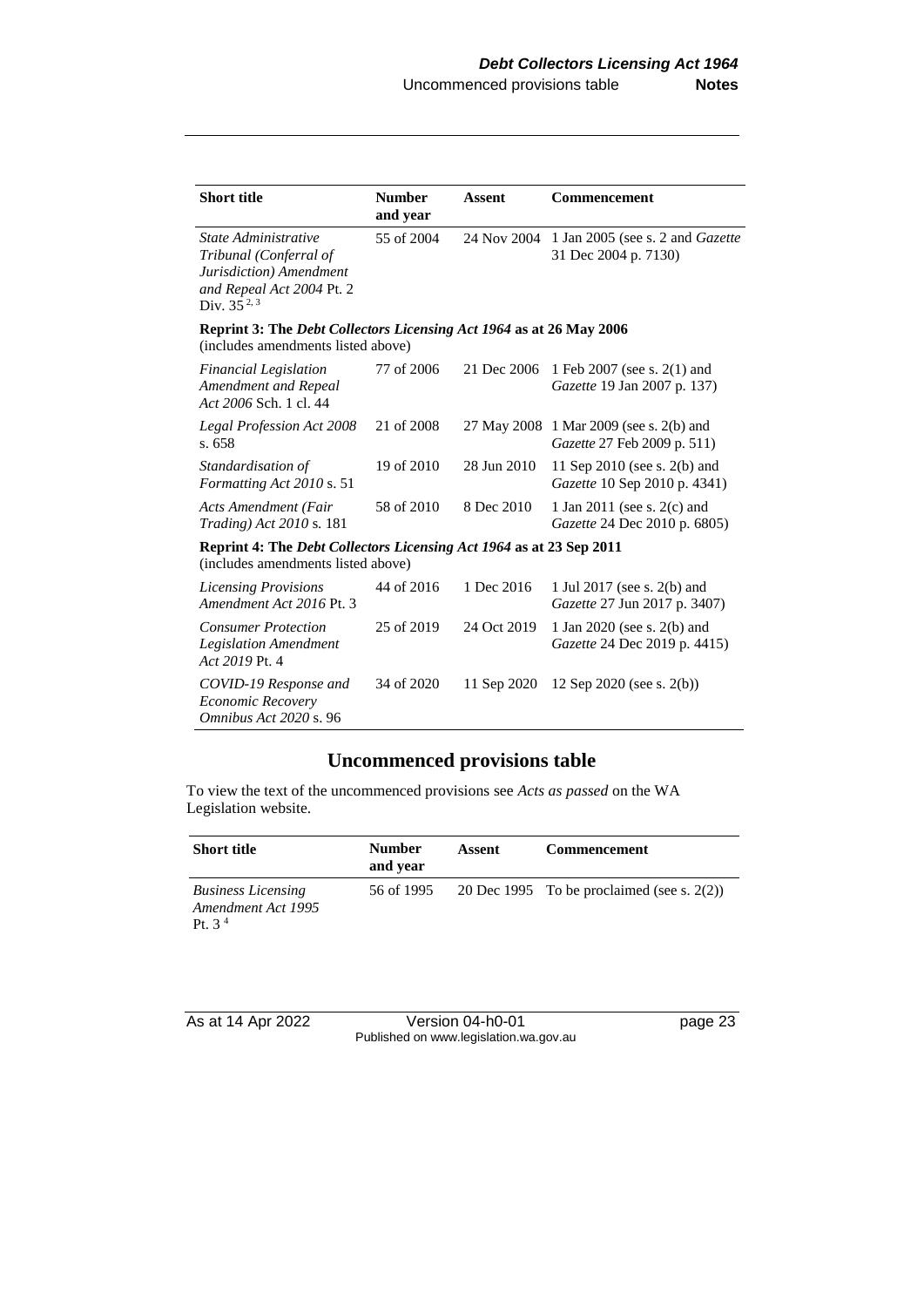| Short title | Number and year | Assent | Commencement |
|---|---|---|---|
| *State Administrative Tribunal (Conferral of Jurisdiction) Amendment and Repeal Act 2004* Pt. 2 Div. 35 [2, 3] | 55 of 2004 | 24 Nov 2004 | 1 Jan 2005 (see s. 2 and *Gazette* 31 Dec 2004 p. 7130) |
| **Reprint 3: The *Debt Collectors Licensing Act 1964* as at 26 May 2006** (includes amendments listed above) | | | |
| *Financial Legislation Amendment and Repeal Act 2006* Sch. 1 cl. 44 | 77 of 2006 | 21 Dec 2006 | 1 Feb 2007 (see s. 2(1) and *Gazette* 19 Jan 2007 p. 137) |
| *Legal Profession Act 2008* s. 658 | 21 of 2008 | 27 May 2008 | 1 Mar 2009 (see s. 2(b) and *Gazette* 27 Feb 2009 p. 511) |
| *Standardisation of Formatting Act 2010* s. 51 | 19 of 2010 | 28 Jun 2010 | 11 Sep 2010 (see s. 2(b) and *Gazette* 10 Sep 2010 p. 4341) |
| *Acts Amendment (Fair Trading) Act 2010* s. 181 | 58 of 2010 | 8 Dec 2010 | 1 Jan 2011 (see s. 2(c) and *Gazette* 24 Dec 2010 p. 6805) |
| **Reprint 4: The *Debt Collectors Licensing Act 1964* as at 23 Sep 2011** (includes amendments listed above) | | | |
| *Licensing Provisions Amendment Act 2016* Pt. 3 | 44 of 2016 | 1 Dec 2016 | 1 Jul 2017 (see s. 2(b) and *Gazette* 27 Jun 2017 p. 3407) |
| *Consumer Protection Legislation Amendment Act 2019* Pt. 4 | 25 of 2019 | 24 Oct 2019 | 1 Jan 2020 (see s. 2(b) and *Gazette* 24 Dec 2019 p. 4415) |
| *COVID-19 Response and Economic Recovery Omnibus Act 2020* s. 96 | 34 of 2020 | 11 Sep 2020 | 12 Sep 2020 (see s. 2(b)) |

## Uncommenced provisions table

To view the text of the uncommenced provisions see *Acts as passed* on the WA Legislation website.

| Short title | Number and year | Assent | Commencement |
|---|---|---|---|
| *Business Licensing Amendment Act 1995* Pt. 3 [4] | 56 of 1995 | 20 Dec 1995 | To be proclaimed (see s. 2(2)) |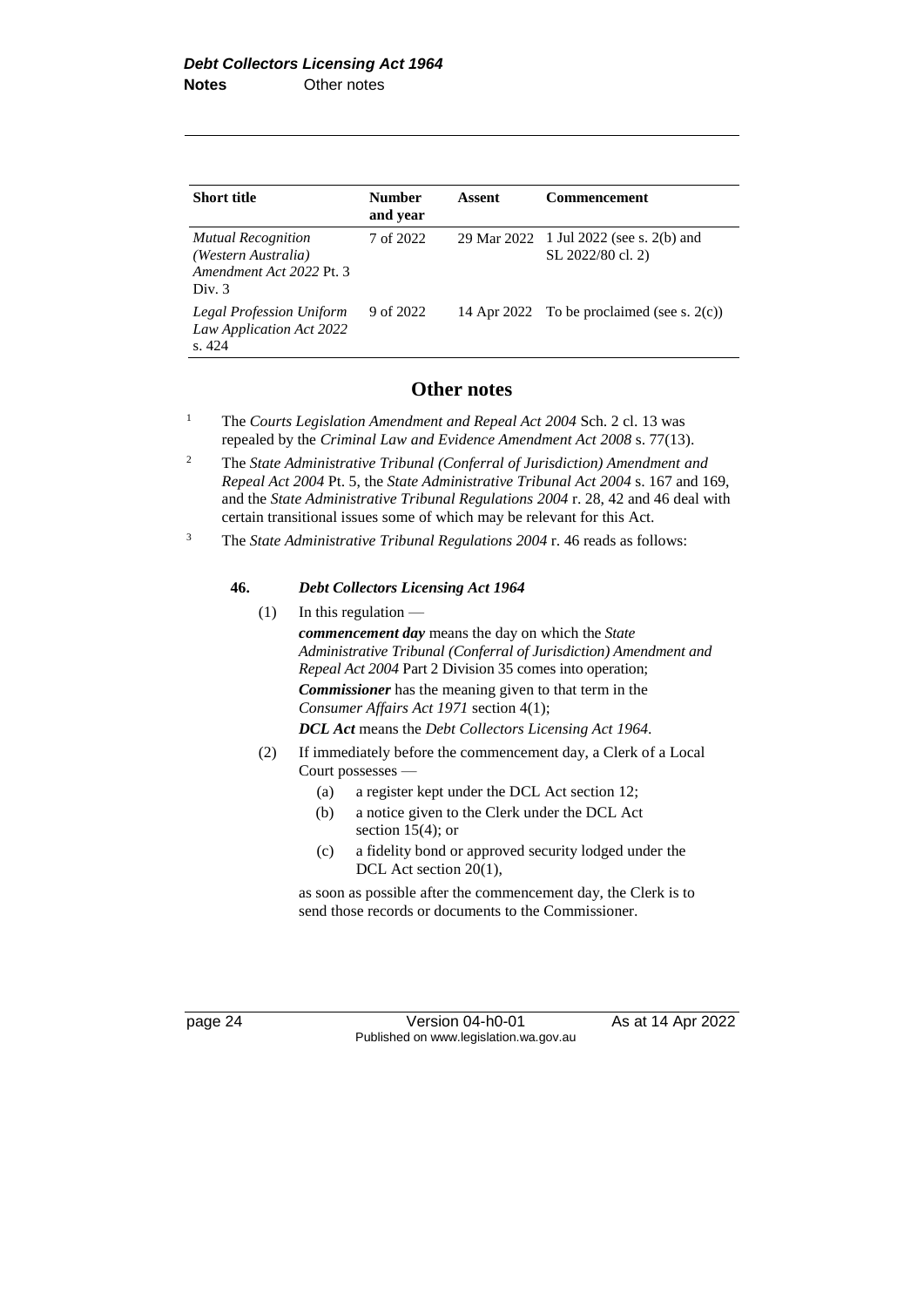| Short title | Number and year | Assent | Commencement |
|---|---|---|---|
| *Mutual Recognition (Western Australia) Amendment Act 2022* Pt. 3 Div. 3 | 7 of 2022 | 29 Mar 2022 | 1 Jul 2022 (see s. 2(b) and SL 2022/80 cl. 2) |
| *Legal Profession Uniform Law Application Act 2022* s. 424 | 9 of 2022 | 14 Apr 2022 | To be proclaimed (see s. 2(c)) |

## Other notes

[1] The *Courts Legislation Amendment and Repeal Act 2004* Sch. 2 cl. 13 was repealed by the *Criminal Law and Evidence Amendment Act 2008* s. 77(13).

[2] The *State Administrative Tribunal (Conferral of Jurisdiction) Amendment and Repeal Act 2004* Pt. 5, the *State Administrative Tribunal Act 2004* s. 167 and 169, and the *State Administrative Tribunal Regulations 2004* r. 28, 42 and 46 deal with certain transitional issues some of which may be relevant for this Act.

[3] The *State Administrative Tribunal Regulations 2004* r. 46 reads as follows:

**46. *Debt Collectors Licensing Act 1964***

(1) In this regulation —

***commencement day*** means the day on which the *State Administrative Tribunal (Conferral of Jurisdiction) Amendment and Repeal Act 2004* Part 2 Division 35 comes into operation;

***Commissioner*** has the meaning given to that term in the *Consumer Affairs Act 1971* section 4(1);

***DCL Act*** means the *Debt Collectors Licensing Act 1964*.

(2) If immediately before the commencement day, a Clerk of a Local Court possesses —

(a) a register kept under the DCL Act section 12;

(b) a notice given to the Clerk under the DCL Act section 15(4); or

(c) a fidelity bond or approved security lodged under the DCL Act section 20(1),

as soon as possible after the commencement day, the Clerk is to send those records or documents to the Commissioner.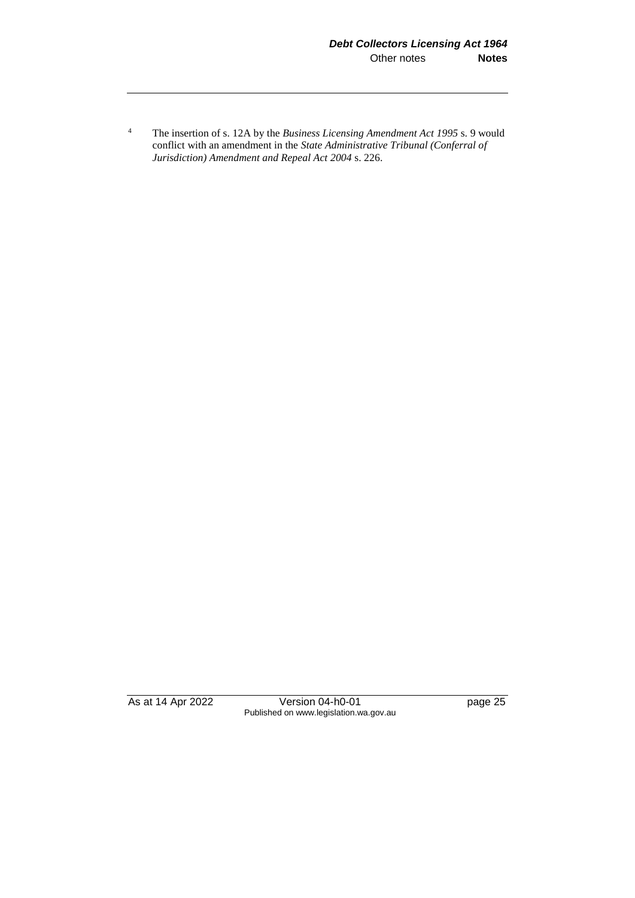[4] The insertion of s. 12A by the *Business Licensing Amendment Act 1995* s. 9 would conflict with an amendment in the *State Administrative Tribunal (Conferral of Jurisdiction) Amendment and Repeal Act 2004* s. 226.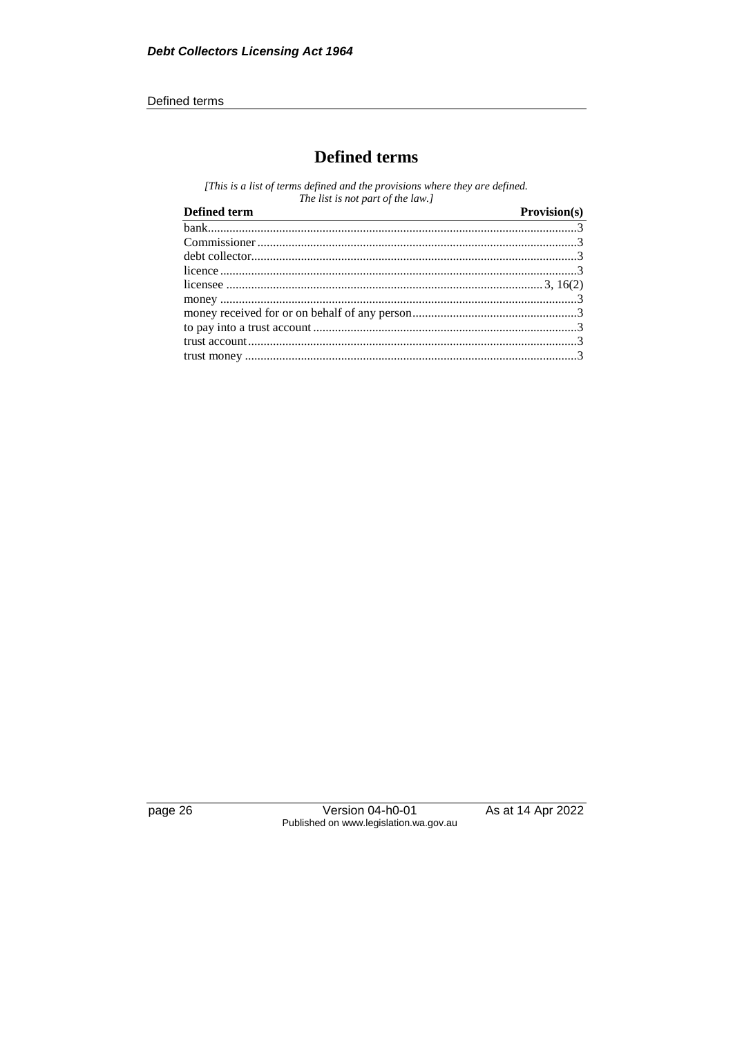# Defined terms

*[This is a list of terms defined and the provisions where they are defined. The list is not part of the law.]*

| Defined term | Provision(s) |
| --- | --- |
| bank | 3 |
| Commissioner | 3 |
| debt collector | 3 |
| licence | 3 |
| licensee | 3, 16(2) |
| money | 3 |
| money received for or on behalf of any person | 3 |
| to pay into a trust account | 3 |
| trust account | 3 |
| trust money | 3 |